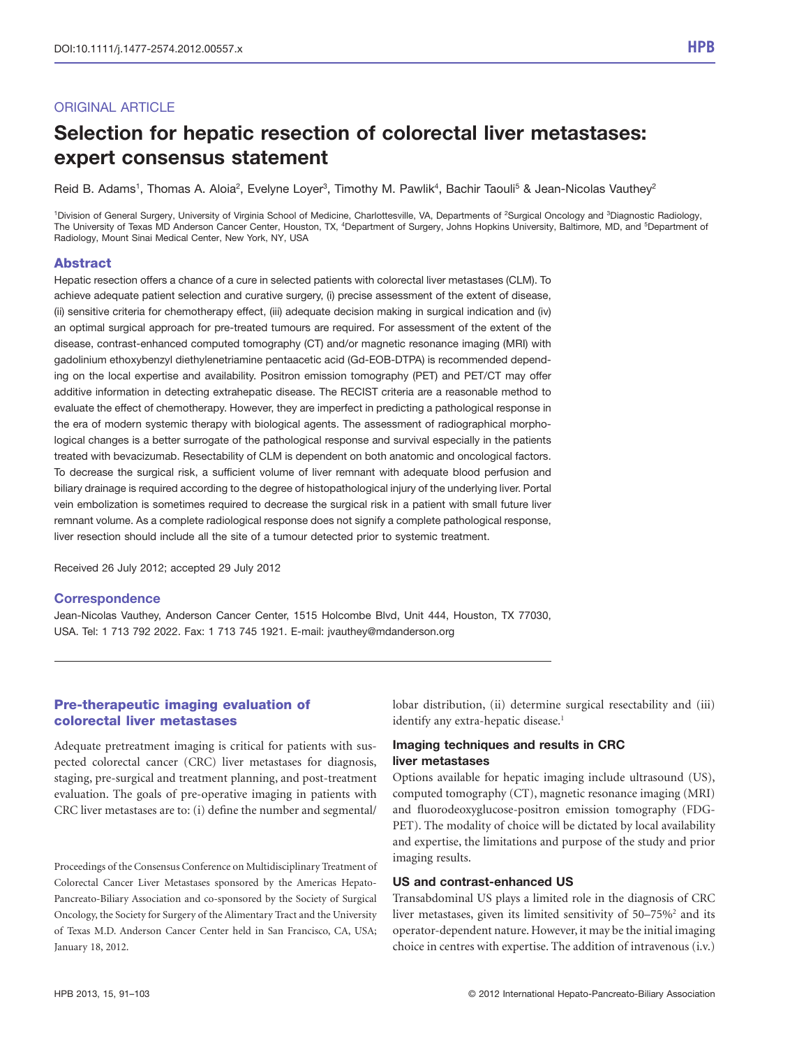ORIGINAL ARTICLE

# Selection for hepatic resection of colorectal liver metastases: expert consensus statement

Reid B. Adams[1], Thomas A. Aloia[2], Evelyne Loyer[3], Timothy M. Pawlik[4], Bachir Taouli[5] & Jean-Nicolas Vauthey[2]

[1]Division of General Surgery, University of Virginia School of Medicine, Charlottesville, VA, Departments of [2]Surgical Oncology and [3]Diagnostic Radiology, The University of Texas MD Anderson Cancer Center, Houston, TX, [4]Department of Surgery, Johns Hopkins University, Baltimore, MD, and [5]Department of Radiology, Mount Sinai Medical Center, New York, NY, USA

## Abstract

Hepatic resection offers a chance of a cure in selected patients with colorectal liver metastases (CLM). To achieve adequate patient selection and curative surgery, (i) precise assessment of the extent of disease, (ii) sensitive criteria for chemotherapy effect, (iii) adequate decision making in surgical indication and (iv) an optimal surgical approach for pre-treated tumours are required. For assessment of the extent of the disease, contrast-enhanced computed tomography (CT) and/or magnetic resonance imaging (MRI) with gadolinium ethoxybenzyl diethylenetriamine pentaacetic acid (Gd-EOB-DTPA) is recommended depending on the local expertise and availability. Positron emission tomography (PET) and PET/CT may offer additive information in detecting extrahepatic disease. The RECIST criteria are a reasonable method to evaluate the effect of chemotherapy. However, they are imperfect in predicting a pathological response in the era of modern systemic therapy with biological agents. The assessment of radiographical morphological changes is a better surrogate of the pathological response and survival especially in the patients treated with bevacizumab. Resectability of CLM is dependent on both anatomic and oncological factors. To decrease the surgical risk, a sufficient volume of liver remnant with adequate blood perfusion and biliary drainage is required according to the degree of histopathological injury of the underlying liver. Portal vein embolization is sometimes required to decrease the surgical risk in a patient with small future liver remnant volume. As a complete radiological response does not signify a complete pathological response, liver resection should include all the site of a tumour detected prior to systemic treatment.

Received 26 July 2012; accepted 29 July 2012

## Correspondence

Jean-Nicolas Vauthey, Anderson Cancer Center, 1515 Holcombe Blvd, Unit 444, Houston, TX 77030, USA. Tel: 1 713 792 2022. Fax: 1 713 745 1921. E-mail: jvauthey@mdanderson.org

## Pre-therapeutic imaging evaluation of colorectal liver metastases

Adequate pretreatment imaging is critical for patients with suspected colorectal cancer (CRC) liver metastases for diagnosis, staging, pre-surgical and treatment planning, and post-treatment evaluation. The goals of pre-operative imaging in patients with CRC liver metastases are to: (i) define the number and segmental/lobar distribution, (ii) determine surgical resectability and (iii) identify any extra-hepatic disease.[1]

Proceedings of the Consensus Conference on Multidisciplinary Treatment of Colorectal Cancer Liver Metastases sponsored by the Americas Hepato-Pancreato-Biliary Association and co-sponsored by the Society of Surgical Oncology, the Society for Surgery of the Alimentary Tract and the University of Texas M.D. Anderson Cancer Center held in San Francisco, CA, USA; January 18, 2012.

### Imaging techniques and results in CRC liver metastases

Options available for hepatic imaging include ultrasound (US), computed tomography (CT), magnetic resonance imaging (MRI) and fluorodeoxyglucose-positron emission tomography (FDG-PET). The modality of choice will be dictated by local availability and expertise, the limitations and purpose of the study and prior imaging results.

### US and contrast-enhanced US

Transabdominal US plays a limited role in the diagnosis of CRC liver metastases, given its limited sensitivity of 50–75%[2] and its operator-dependent nature. However, it may be the initial imaging choice in centres with expertise. The addition of intravenous (i.v.)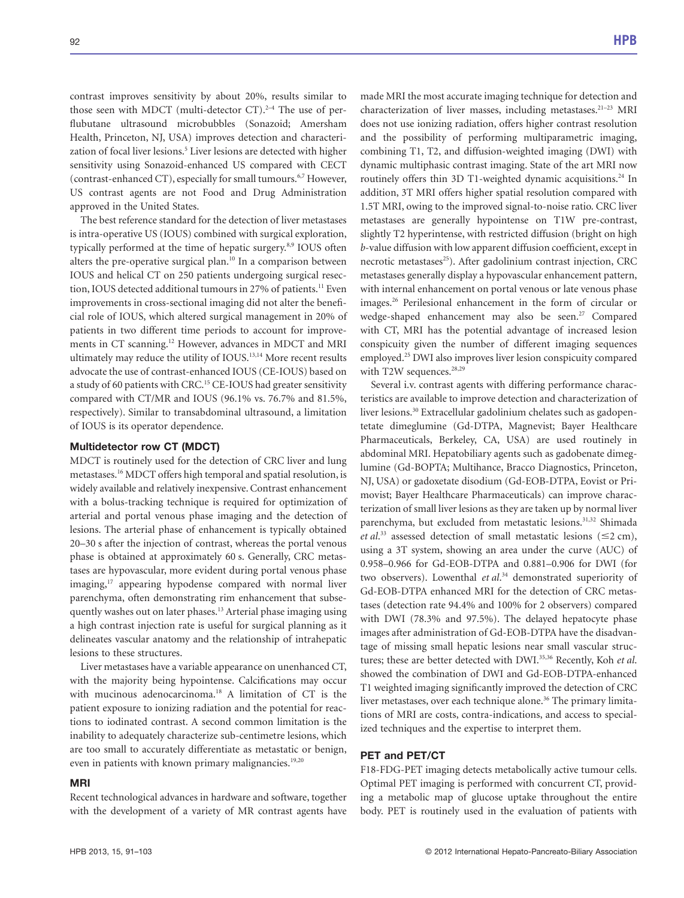contrast improves sensitivity by about 20%, results similar to those seen with MDCT (multi-detector CT).[2–4] The use of perflubutane ultrasound microbubbles (Sonazoid; Amersham Health, Princeton, NJ, USA) improves detection and characterization of focal liver lesions.[5] Liver lesions are detected with higher sensitivity using Sonazoid-enhanced US compared with CECT (contrast-enhanced CT), especially for small tumours.[6,7] However, US contrast agents are not Food and Drug Administration approved in the United States.

The best reference standard for the detection of liver metastases is intra-operative US (IOUS) combined with surgical exploration, typically performed at the time of hepatic surgery.[8,9] IOUS often alters the pre-operative surgical plan.[10] In a comparison between IOUS and helical CT on 250 patients undergoing surgical resection, IOUS detected additional tumours in 27% of patients.[11] Even improvements in cross-sectional imaging did not alter the beneficial role of IOUS, which altered surgical management in 20% of patients in two different time periods to account for improvements in CT scanning.[12] However, advances in MDCT and MRI ultimately may reduce the utility of IOUS.[13,14] More recent results advocate the use of contrast-enhanced IOUS (CE-IOUS) based on a study of 60 patients with CRC.[15] CE-IOUS had greater sensitivity compared with CT/MR and IOUS (96.1% vs. 76.7% and 81.5%, respectively). Similar to transabdominal ultrasound, a limitation of IOUS is its operator dependence.

### Multidetector row CT (MDCT)

MDCT is routinely used for the detection of CRC liver and lung metastases.[16] MDCT offers high temporal and spatial resolution, is widely available and relatively inexpensive. Contrast enhancement with a bolus-tracking technique is required for optimization of arterial and portal venous phase imaging and the detection of lesions. The arterial phase of enhancement is typically obtained 20–30 s after the injection of contrast, whereas the portal venous phase is obtained at approximately 60 s. Generally, CRC metastases are hypovascular, more evident during portal venous phase imaging,[17] appearing hypodense compared with normal liver parenchyma, often demonstrating rim enhancement that subsequently washes out on later phases.[13] Arterial phase imaging using a high contrast injection rate is useful for surgical planning as it delineates vascular anatomy and the relationship of intrahepatic lesions to these structures.

Liver metastases have a variable appearance on unenhanced CT, with the majority being hypointense. Calcifications may occur with mucinous adenocarcinoma.[18] A limitation of CT is the patient exposure to ionizing radiation and the potential for reactions to iodinated contrast. A second common limitation is the inability to adequately characterize sub-centimetre lesions, which are too small to accurately differentiate as metastatic or benign, even in patients with known primary malignancies.[19,20]

### MRI

Recent technological advances in hardware and software, together with the development of a variety of MR contrast agents have made MRI the most accurate imaging technique for detection and characterization of liver masses, including metastases.[21–23] MRI does not use ionizing radiation, offers higher contrast resolution and the possibility of performing multiparametric imaging, combining T1, T2, and diffusion-weighted imaging (DWI) with dynamic multiphasic contrast imaging. State of the art MRI now routinely offers thin 3D T1-weighted dynamic acquisitions.[24] In addition, 3T MRI offers higher spatial resolution compared with 1.5T MRI, owing to the improved signal-to-noise ratio. CRC liver metastases are generally hypointense on T1W pre-contrast, slightly T2 hyperintense, with restricted diffusion (bright on high *b*-value diffusion with low apparent diffusion coefficient, except in necrotic metastases[25]). After gadolinium contrast injection, CRC metastases generally display a hypovascular enhancement pattern, with internal enhancement on portal venous or late venous phase images.[26] Perilesional enhancement in the form of circular or wedge-shaped enhancement may also be seen.[27] Compared with CT, MRI has the potential advantage of increased lesion conspicuity given the number of different imaging sequences employed.[25] DWI also improves liver lesion conspicuity compared with T2W sequences.[28,29]

Several i.v. contrast agents with differing performance characteristics are available to improve detection and characterization of liver lesions.[30] Extracellular gadolinium chelates such as gadopentetate dimeglumine (Gd-DTPA, Magnevist; Bayer Healthcare Pharmaceuticals, Berkeley, CA, USA) are used routinely in abdominal MRI. Hepatobiliary agents such as gadobenate dimeglumine (Gd-BOPTA; Multihance, Bracco Diagnostics, Princeton, NJ, USA) or gadoxetate disodium (Gd-EOB-DTPA, Eovist or Primovist; Bayer Healthcare Pharmaceuticals) can improve characterization of small liver lesions as they are taken up by normal liver parenchyma, but excluded from metastatic lesions.[31,32] Shimada *et al*.[33] assessed detection of small metastatic lesions (≤2 cm), using a 3T system, showing an area under the curve (AUC) of 0.958–0.966 for Gd-EOB-DTPA and 0.881–0.906 for DWI (for two observers). Lowenthal *et al*.[34] demonstrated superiority of Gd-EOB-DTPA enhanced MRI for the detection of CRC metastases (detection rate 94.4% and 100% for 2 observers) compared with DWI (78.3% and 97.5%). The delayed hepatocyte phase images after administration of Gd-EOB-DTPA have the disadvantage of missing small hepatic lesions near small vascular structures; these are better detected with DWI.[35,36] Recently, Koh *et al*. showed the combination of DWI and Gd-EOB-DTPA-enhanced T1 weighted imaging significantly improved the detection of CRC liver metastases, over each technique alone.[36] The primary limitations of MRI are costs, contra-indications, and access to specialized techniques and the expertise to interpret them.

### PET and PET/CT

F18-FDG-PET imaging detects metabolically active tumour cells. Optimal PET imaging is performed with concurrent CT, providing a metabolic map of glucose uptake throughout the entire body. PET is routinely used in the evaluation of patients with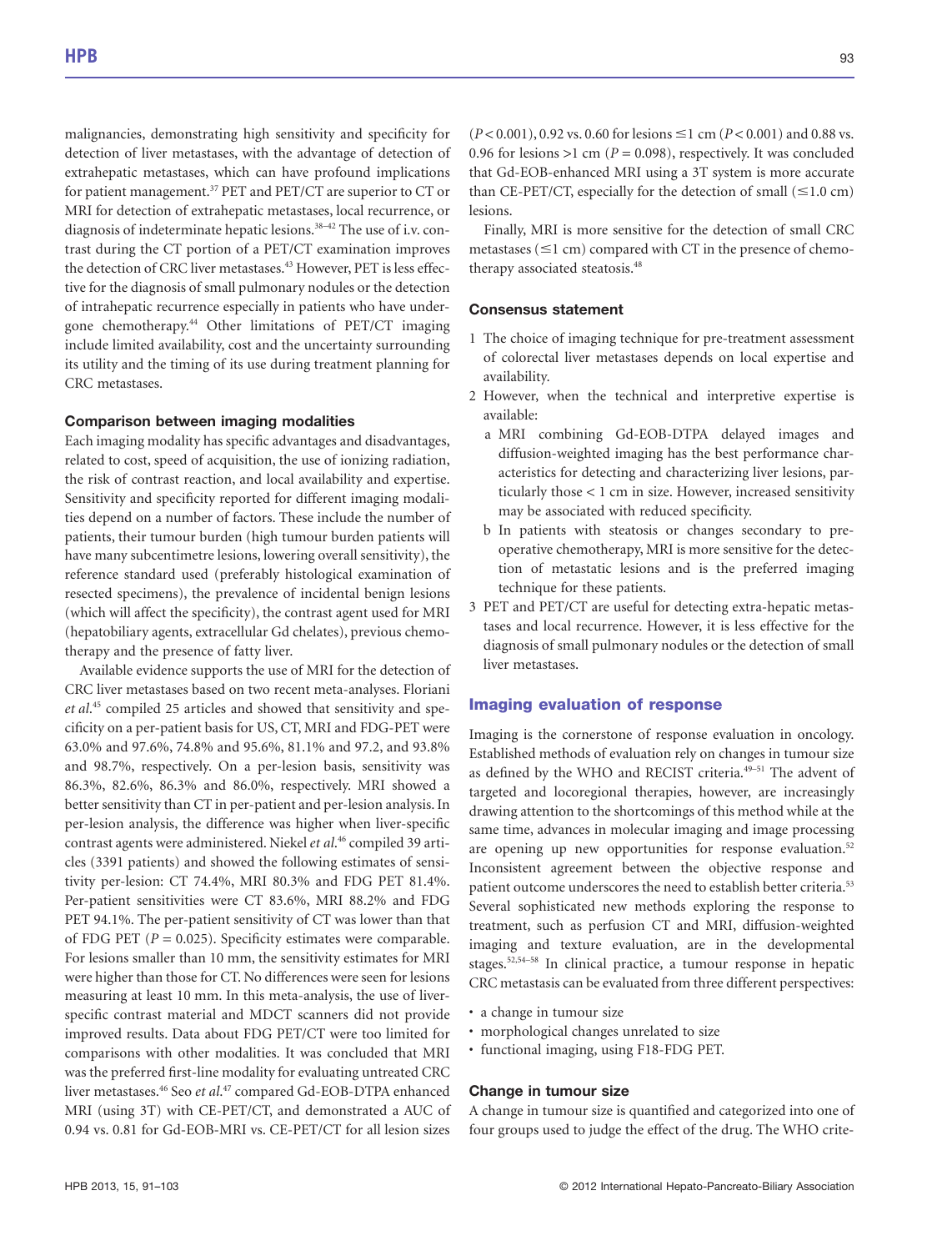malignancies, demonstrating high sensitivity and specificity for detection of liver metastases, with the advantage of detection of extrahepatic metastases, which can have profound implications for patient management.[37] PET and PET/CT are superior to CT or MRI for detection of extrahepatic metastases, local recurrence, or diagnosis of indeterminate hepatic lesions.[38–42] The use of i.v. contrast during the CT portion of a PET/CT examination improves the detection of CRC liver metastases.[43] However, PET is less effective for the diagnosis of small pulmonary nodules or the detection of intrahepatic recurrence especially in patients who have undergone chemotherapy.[44] Other limitations of PET/CT imaging include limited availability, cost and the uncertainty surrounding its utility and the timing of its use during treatment planning for CRC metastases.

### Comparison between imaging modalities

Each imaging modality has specific advantages and disadvantages, related to cost, speed of acquisition, the use of ionizing radiation, the risk of contrast reaction, and local availability and expertise. Sensitivity and specificity reported for different imaging modalities depend on a number of factors. These include the number of patients, their tumour burden (high tumour burden patients will have many subcentimetre lesions, lowering overall sensitivity), the reference standard used (preferably histological examination of resected specimens), the prevalence of incidental benign lesions (which will affect the specificity), the contrast agent used for MRI (hepatobiliary agents, extracellular Gd chelates), previous chemotherapy and the presence of fatty liver.

Available evidence supports the use of MRI for the detection of CRC liver metastases based on two recent meta-analyses. Floriani *et al.*[45] compiled 25 articles and showed that sensitivity and specificity on a per-patient basis for US, CT, MRI and FDG-PET were 63.0% and 97.6%, 74.8% and 95.6%, 81.1% and 97.2, and 93.8% and 98.7%, respectively. On a per-lesion basis, sensitivity was 86.3%, 82.6%, 86.3% and 86.0%, respectively. MRI showed a better sensitivity than CT in per-patient and per-lesion analysis. In per-lesion analysis, the difference was higher when liver-specific contrast agents were administered. Niekel *et al.*[46] compiled 39 articles (3391 patients) and showed the following estimates of sensitivity per-lesion: CT 74.4%, MRI 80.3% and FDG PET 81.4%. Per-patient sensitivities were CT 83.6%, MRI 88.2% and FDG PET 94.1%. The per-patient sensitivity of CT was lower than that of FDG PET ($P = 0.025$). Specificity estimates were comparable. For lesions smaller than 10 mm, the sensitivity estimates for MRI were higher than those for CT. No differences were seen for lesions measuring at least 10 mm. In this meta-analysis, the use of liver-specific contrast material and MDCT scanners did not provide improved results. Data about FDG PET/CT were too limited for comparisons with other modalities. It was concluded that MRI was the preferred first-line modality for evaluating untreated CRC liver metastases.[46] Seo *et al.*[47] compared Gd-EOB-DTPA enhanced MRI (using 3T) with CE-PET/CT, and demonstrated a AUC of 0.94 vs. 0.81 for Gd-EOB-MRI vs. CE-PET/CT for all lesion sizes ($P < 0.001$), 0.92 vs. 0.60 for lesions ≤1 cm ($P < 0.001$) and 0.88 vs. 0.96 for lesions >1 cm ($P = 0.098$), respectively. It was concluded that Gd-EOB-enhanced MRI using a 3T system is more accurate than CE-PET/CT, especially for the detection of small (≤1.0 cm) lesions.

Finally, MRI is more sensitive for the detection of small CRC metastases (≤1 cm) compared with CT in the presence of chemotherapy associated steatosis.[48]

### Consensus statement

1. The choice of imaging technique for pre-treatment assessment of colorectal liver metastases depends on local expertise and availability.
2. However, when the technical and interpretive expertise is available:
   a. MRI combining Gd-EOB-DTPA delayed images and diffusion-weighted imaging has the best performance characteristics for detecting and characterizing liver lesions, particularly those < 1 cm in size. However, increased sensitivity may be associated with reduced specificity.
   b. In patients with steatosis or changes secondary to preoperative chemotherapy, MRI is more sensitive for the detection of metastatic lesions and is the preferred imaging technique for these patients.
3. PET and PET/CT are useful for detecting extra-hepatic metastases and local recurrence. However, it is less effective for the diagnosis of small pulmonary nodules or the detection of small liver metastases.

## Imaging evaluation of response

Imaging is the cornerstone of response evaluation in oncology. Established methods of evaluation rely on changes in tumour size as defined by the WHO and RECIST criteria.[49–51] The advent of targeted and locoregional therapies, however, are increasingly drawing attention to the shortcomings of this method while at the same time, advances in molecular imaging and image processing are opening up new opportunities for response evaluation.[52] Inconsistent agreement between the objective response and patient outcome underscores the need to establish better criteria.[53] Several sophisticated new methods exploring the response to treatment, such as perfusion CT and MRI, diffusion-weighted imaging and texture evaluation, are in the developmental stages.[52,54–58] In clinical practice, a tumour response in hepatic CRC metastasis can be evaluated from three different perspectives:

- a change in tumour size
- morphological changes unrelated to size
- functional imaging, using F18-FDG PET.

### Change in tumour size

A change in tumour size is quantified and categorized into one of four groups used to judge the effect of the drug. The WHO crite-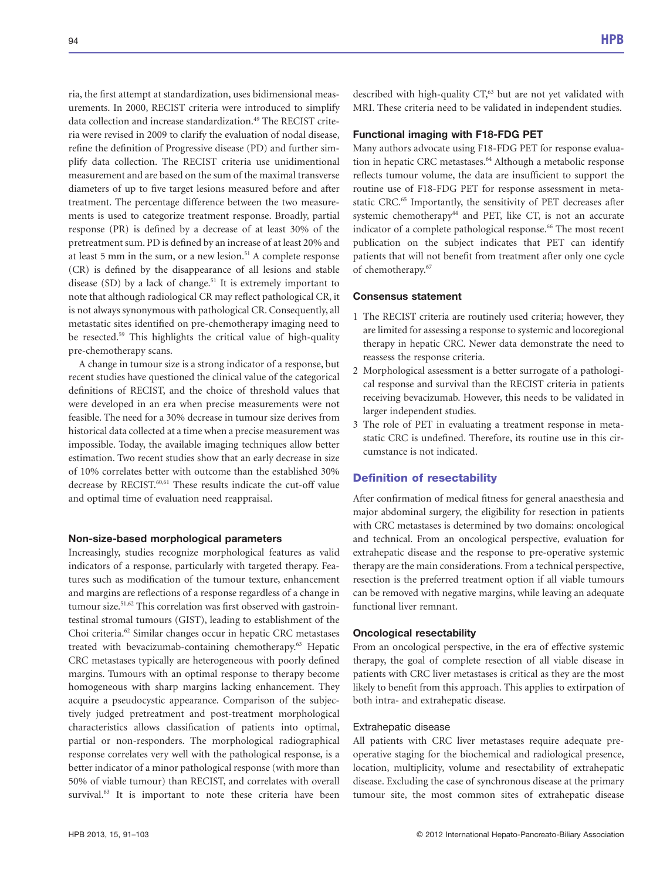ria, the first attempt at standardization, uses bidimensional measurements. In 2000, RECIST criteria were introduced to simplify data collection and increase standardization.[49] The RECIST criteria were revised in 2009 to clarify the evaluation of nodal disease, refine the definition of Progressive disease (PD) and further simplify data collection. The RECIST criteria use unidimentional measurement and are based on the sum of the maximal transverse diameters of up to five target lesions measured before and after treatment. The percentage difference between the two measurements is used to categorize treatment response. Broadly, partial response (PR) is defined by a decrease of at least 30% of the pretreatment sum. PD is defined by an increase of at least 20% and at least 5 mm in the sum, or a new lesion.[51] A complete response (CR) is defined by the disappearance of all lesions and stable disease (SD) by a lack of change.[51] It is extremely important to note that although radiological CR may reflect pathological CR, it is not always synonymous with pathological CR. Consequently, all metastatic sites identified on pre-chemotherapy imaging need to be resected.[59] This highlights the critical value of high-quality pre-chemotherapy scans.

A change in tumour size is a strong indicator of a response, but recent studies have questioned the clinical value of the categorical definitions of RECIST, and the choice of threshold values that were developed in an era when precise measurements were not feasible. The need for a 30% decrease in tumour size derives from historical data collected at a time when a precise measurement was impossible. Today, the available imaging techniques allow better estimation. Two recent studies show that an early decrease in size of 10% correlates better with outcome than the established 30% decrease by RECIST.[60,61] These results indicate the cut-off value and optimal time of evaluation need reappraisal.

### Non-size-based morphological parameters

Increasingly, studies recognize morphological features as valid indicators of a response, particularly with targeted therapy. Features such as modification of the tumour texture, enhancement and margins are reflections of a response regardless of a change in tumour size.[51,62] This correlation was first observed with gastrointestinal stromal tumours (GIST), leading to establishment of the Choi criteria.[62] Similar changes occur in hepatic CRC metastases treated with bevacizumab-containing chemotherapy.[63] Hepatic CRC metastases typically are heterogeneous with poorly defined margins. Tumours with an optimal response to therapy become homogeneous with sharp margins lacking enhancement. They acquire a pseudocystic appearance. Comparison of the subjectively judged pretreatment and post-treatment morphological characteristics allows classification of patients into optimal, partial or non-responders. The morphological radiographical response correlates very well with the pathological response, is a better indicator of a minor pathological response (with more than 50% of viable tumour) than RECIST, and correlates with overall survival.[63] It is important to note these criteria have been described with high-quality CT,[63] but are not yet validated with MRI. These criteria need to be validated in independent studies.

### Functional imaging with F18-FDG PET

Many authors advocate using F18-FDG PET for response evaluation in hepatic CRC metastases.[64] Although a metabolic response reflects tumour volume, the data are insufficient to support the routine use of F18-FDG PET for response assessment in metastatic CRC.[65] Importantly, the sensitivity of PET decreases after systemic chemotherapy[44] and PET, like CT, is not an accurate indicator of a complete pathological response.[66] The most recent publication on the subject indicates that PET can identify patients that will not benefit from treatment after only one cycle of chemotherapy.[67]

### Consensus statement

1 The RECIST criteria are routinely used criteria; however, they are limited for assessing a response to systemic and locoregional therapy in hepatic CRC. Newer data demonstrate the need to reassess the response criteria.
2 Morphological assessment is a better surrogate of a pathological response and survival than the RECIST criteria in patients receiving bevacizumab. However, this needs to be validated in larger independent studies.
3 The role of PET in evaluating a treatment response in metastatic CRC is undefined. Therefore, its routine use in this circumstance is not indicated.

## Definition of resectability

After confirmation of medical fitness for general anaesthesia and major abdominal surgery, the eligibility for resection in patients with CRC metastases is determined by two domains: oncological and technical. From an oncological perspective, evaluation for extrahepatic disease and the response to pre-operative systemic therapy are the main considerations. From a technical perspective, resection is the preferred treatment option if all viable tumours can be removed with negative margins, while leaving an adequate functional liver remnant.

### Oncological resectability

From an oncological perspective, in the era of effective systemic therapy, the goal of complete resection of all viable disease in patients with CRC liver metastases is critical as they are the most likely to benefit from this approach. This applies to extirpation of both intra- and extrahepatic disease.

#### Extrahepatic disease

All patients with CRC liver metastases require adequate pre-operative staging for the biochemical and radiological presence, location, multiplicity, volume and resectability of extrahepatic disease. Excluding the case of synchronous disease at the primary tumour site, the most common sites of extrahepatic disease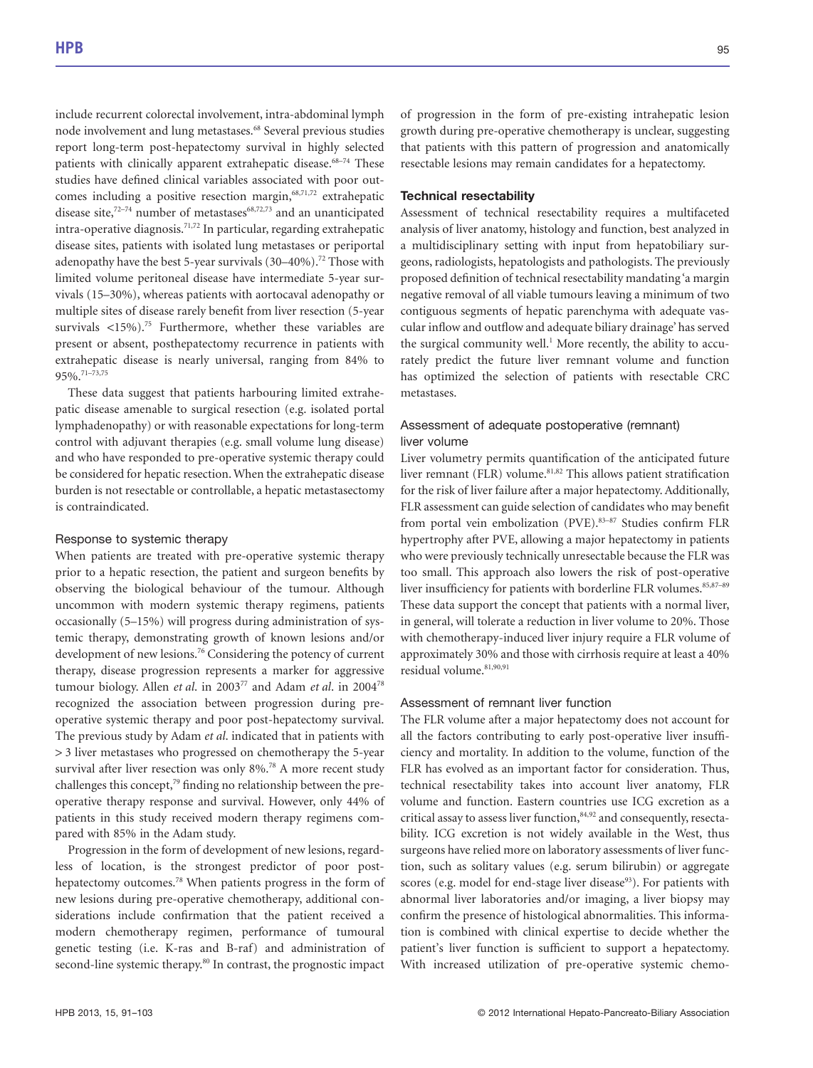include recurrent colorectal involvement, intra-abdominal lymph node involvement and lung metastases.[68] Several previous studies report long-term post-hepatectomy survival in highly selected patients with clinically apparent extrahepatic disease.[68–74] These studies have defined clinical variables associated with poor outcomes including a positive resection margin,[68,71,72] extrahepatic disease site,[72–74] number of metastases[68,72,73] and an unanticipated intra-operative diagnosis.[71,72] In particular, regarding extrahepatic disease sites, patients with isolated lung metastases or periportal adenopathy have the best 5-year survivals (30–40%).[72] Those with limited volume peritoneal disease have intermediate 5-year survivals (15–30%), whereas patients with aortocaval adenopathy or multiple sites of disease rarely benefit from liver resection (5-year survivals <15%).[75] Furthermore, whether these variables are present or absent, posthepatectomy recurrence in patients with extrahepatic disease is nearly universal, ranging from 84% to 95%.[71–73,75]

These data suggest that patients harbouring limited extrahepatic disease amenable to surgical resection (e.g. isolated portal lymphadenopathy) or with reasonable expectations for long-term control with adjuvant therapies (e.g. small volume lung disease) and who have responded to pre-operative systemic therapy could be considered for hepatic resection. When the extrahepatic disease burden is not resectable or controllable, a hepatic metastasectomy is contraindicated.

### Response to systemic therapy

When patients are treated with pre-operative systemic therapy prior to a hepatic resection, the patient and surgeon benefits by observing the biological behaviour of the tumour. Although uncommon with modern systemic therapy regimens, patients occasionally (5–15%) will progress during administration of systemic therapy, demonstrating growth of known lesions and/or development of new lesions.[76] Considering the potency of current therapy, disease progression represents a marker for aggressive tumour biology. Allen *et al*. in 2003[77] and Adam *et al*. in 2004[78] recognized the association between progression during pre-operative systemic therapy and poor post-hepatectomy survival. The previous study by Adam *et al*. indicated that in patients with > 3 liver metastases who progressed on chemotherapy the 5-year survival after liver resection was only 8%.[78] A more recent study challenges this concept,[79] finding no relationship between the pre-operative therapy response and survival. However, only 44% of patients in this study received modern therapy regimens compared with 85% in the Adam study.

Progression in the form of development of new lesions, regardless of location, is the strongest predictor of poor post-hepatectomy outcomes.[78] When patients progress in the form of new lesions during pre-operative chemotherapy, additional considerations include confirmation that the patient received a modern chemotherapy regimen, performance of tumoural genetic testing (i.e. K-ras and B-raf) and administration of second-line systemic therapy.[80] In contrast, the prognostic impact of progression in the form of pre-existing intrahepatic lesion growth during pre-operative chemotherapy is unclear, suggesting that patients with this pattern of progression and anatomically resectable lesions may remain candidates for a hepatectomy.

## Technical resectability

Assessment of technical resectability requires a multifaceted analysis of liver anatomy, histology and function, best analyzed in a multidisciplinary setting with input from hepatobiliary surgeons, radiologists, hepatologists and pathologists. The previously proposed definition of technical resectability mandating 'a margin negative removal of all viable tumours leaving a minimum of two contiguous segments of hepatic parenchyma with adequate vascular inflow and outflow and adequate biliary drainage' has served the surgical community well.[1] More recently, the ability to accurately predict the future liver remnant volume and function has optimized the selection of patients with resectable CRC metastases.

### Assessment of adequate postoperative (remnant) liver volume

Liver volumetry permits quantification of the anticipated future liver remnant (FLR) volume.[81,82] This allows patient stratification for the risk of liver failure after a major hepatectomy. Additionally, FLR assessment can guide selection of candidates who may benefit from portal vein embolization (PVE).[83–87] Studies confirm FLR hypertrophy after PVE, allowing a major hepatectomy in patients who were previously technically unresectable because the FLR was too small. This approach also lowers the risk of post-operative liver insufficiency for patients with borderline FLR volumes.[85,87–89] These data support the concept that patients with a normal liver, in general, will tolerate a reduction in liver volume to 20%. Those with chemotherapy-induced liver injury require a FLR volume of approximately 30% and those with cirrhosis require at least a 40% residual volume.[81,90,91]

### Assessment of remnant liver function

The FLR volume after a major hepatectomy does not account for all the factors contributing to early post-operative liver insufficiency and mortality. In addition to the volume, function of the FLR has evolved as an important factor for consideration. Thus, technical resectability takes into account liver anatomy, FLR volume and function. Eastern countries use ICG excretion as a critical assay to assess liver function,[84,92] and consequently, resectability. ICG excretion is not widely available in the West, thus surgeons have relied more on laboratory assessments of liver function, such as solitary values (e.g. serum bilirubin) or aggregate scores (e.g. model for end-stage liver disease[93]). For patients with abnormal liver laboratories and/or imaging, a liver biopsy may confirm the presence of histological abnormalities. This information is combined with clinical expertise to decide whether the patient's liver function is sufficient to support a hepatectomy. With increased utilization of pre-operative systemic chemo-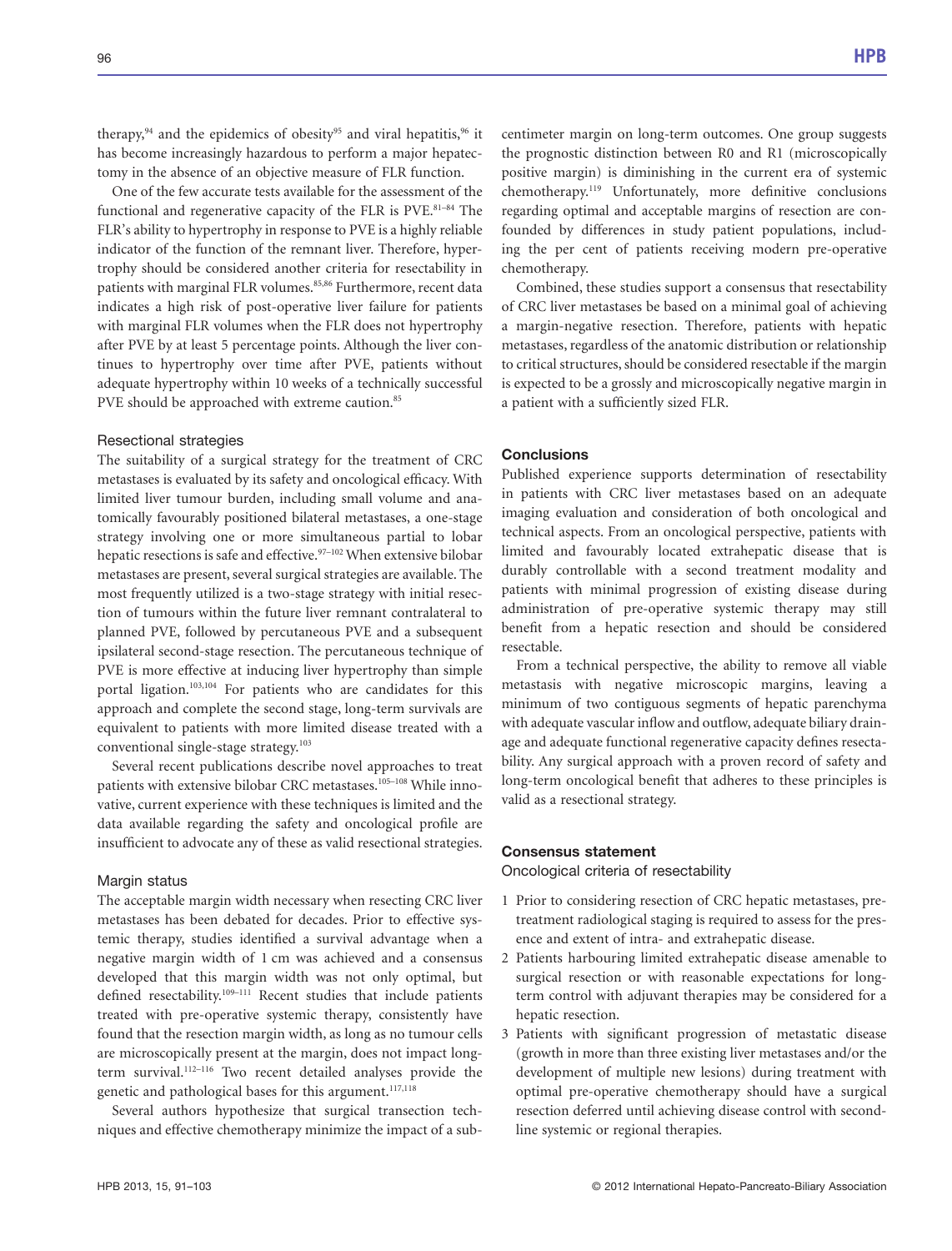therapy,[94] and the epidemics of obesity[95] and viral hepatitis,[96] it has become increasingly hazardous to perform a major hepatectomy in the absence of an objective measure of FLR function.

One of the few accurate tests available for the assessment of the functional and regenerative capacity of the FLR is PVE.[81–84] The FLR's ability to hypertrophy in response to PVE is a highly reliable indicator of the function of the remnant liver. Therefore, hypertrophy should be considered another criteria for resectability in patients with marginal FLR volumes.[85,86] Furthermore, recent data indicates a high risk of post-operative liver failure for patients with marginal FLR volumes when the FLR does not hypertrophy after PVE by at least 5 percentage points. Although the liver continues to hypertrophy over time after PVE, patients without adequate hypertrophy within 10 weeks of a technically successful PVE should be approached with extreme caution.[85]

### Resectional strategies

The suitability of a surgical strategy for the treatment of CRC metastases is evaluated by its safety and oncological efficacy. With limited liver tumour burden, including small volume and anatomically favourably positioned bilateral metastases, a one-stage strategy involving one or more simultaneous partial to lobar hepatic resections is safe and effective.[97–102] When extensive bilobar metastases are present, several surgical strategies are available. The most frequently utilized is a two-stage strategy with initial resection of tumours within the future liver remnant contralateral to planned PVE, followed by percutaneous PVE and a subsequent ipsilateral second-stage resection. The percutaneous technique of PVE is more effective at inducing liver hypertrophy than simple portal ligation.[103,104] For patients who are candidates for this approach and complete the second stage, long-term survivals are equivalent to patients with more limited disease treated with a conventional single-stage strategy.[103]

Several recent publications describe novel approaches to treat patients with extensive bilobar CRC metastases.[105–108] While innovative, current experience with these techniques is limited and the data available regarding the safety and oncological profile are insufficient to advocate any of these as valid resectional strategies.

### Margin status

The acceptable margin width necessary when resecting CRC liver metastases has been debated for decades. Prior to effective systemic therapy, studies identified a survival advantage when a negative margin width of 1 cm was achieved and a consensus developed that this margin width was not only optimal, but defined resectability.[109–111] Recent studies that include patients treated with pre-operative systemic therapy, consistently have found that the resection margin width, as long as no tumour cells are microscopically present at the margin, does not impact long-term survival.[112–116] Two recent detailed analyses provide the genetic and pathological bases for this argument.[117,118]

Several authors hypothesize that surgical transection techniques and effective chemotherapy minimize the impact of a sub-centimeter margin on long-term outcomes. One group suggests the prognostic distinction between R0 and R1 (microscopically positive margin) is diminishing in the current era of systemic chemotherapy.[119] Unfortunately, more definitive conclusions regarding optimal and acceptable margins of resection are confounded by differences in study patient populations, including the per cent of patients receiving modern pre-operative chemotherapy.

Combined, these studies support a consensus that resectability of CRC liver metastases be based on a minimal goal of achieving a margin-negative resection. Therefore, patients with hepatic metastases, regardless of the anatomic distribution or relationship to critical structures, should be considered resectable if the margin is expected to be a grossly and microscopically negative margin in a patient with a sufficiently sized FLR.

## Conclusions

Published experience supports determination of resectability in patients with CRC liver metastases based on an adequate imaging evaluation and consideration of both oncological and technical aspects. From an oncological perspective, patients with limited and favourably located extrahepatic disease that is durably controllable with a second treatment modality and patients with minimal progression of existing disease during administration of pre-operative systemic therapy may still benefit from a hepatic resection and should be considered resectable.

From a technical perspective, the ability to remove all viable metastasis with negative microscopic margins, leaving a minimum of two contiguous segments of hepatic parenchyma with adequate vascular inflow and outflow, adequate biliary drainage and adequate functional regenerative capacity defines resectability. Any surgical approach with a proven record of safety and long-term oncological benefit that adheres to these principles is valid as a resectional strategy.

## Consensus statement

### Oncological criteria of resectability

1. Prior to considering resection of CRC hepatic metastases, pre-treatment radiological staging is required to assess for the presence and extent of intra- and extrahepatic disease.
2. Patients harbouring limited extrahepatic disease amenable to surgical resection or with reasonable expectations for long-term control with adjuvant therapies may be considered for a hepatic resection.
3. Patients with significant progression of metastatic disease (growth in more than three existing liver metastases and/or the development of multiple new lesions) during treatment with optimal pre-operative chemotherapy should have a surgical resection deferred until achieving disease control with second-line systemic or regional therapies.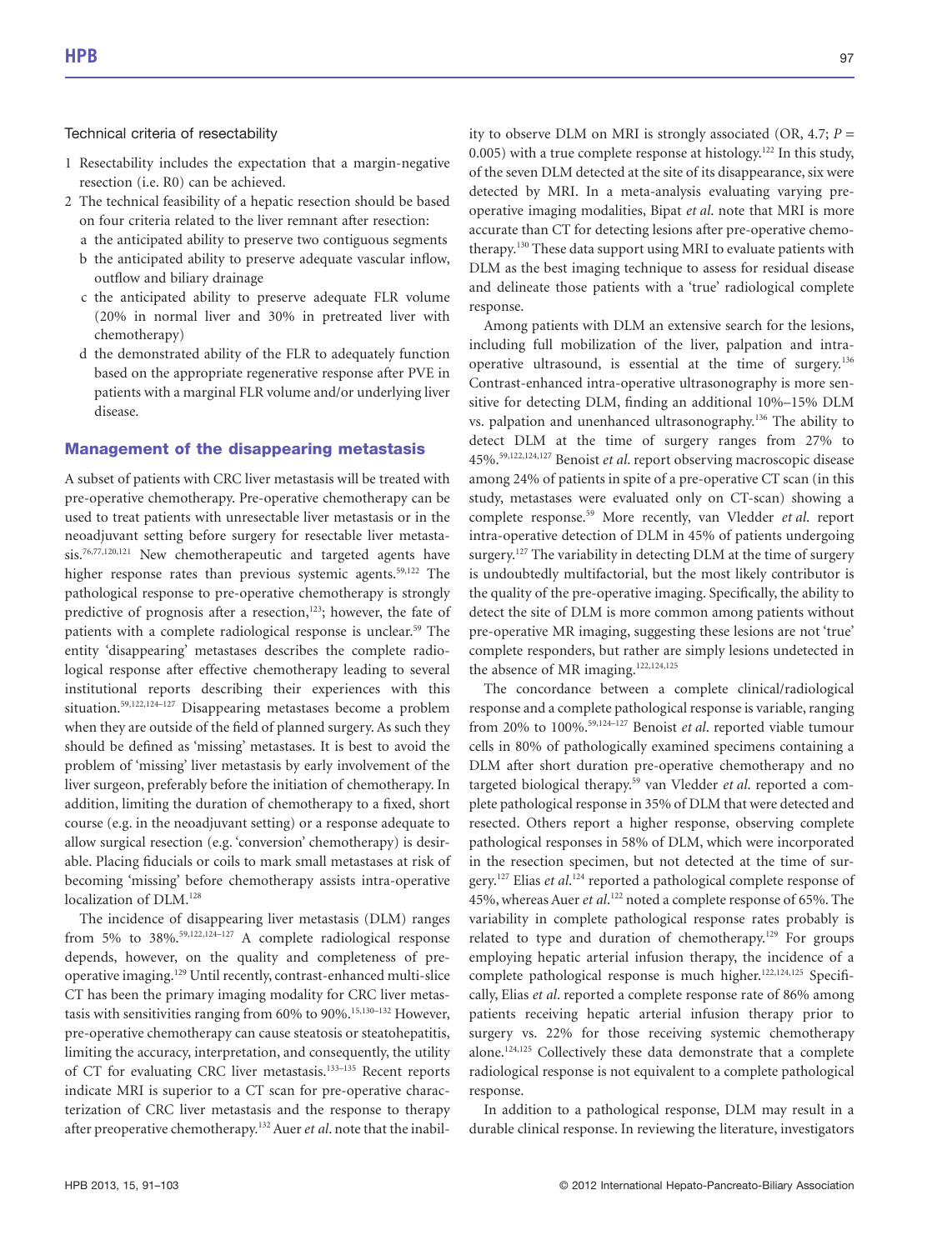Technical criteria of resectability

1 Resectability includes the expectation that a margin-negative resection (i.e. R0) can be achieved.
2 The technical feasibility of a hepatic resection should be based on four criteria related to the liver remnant after resection:
   a the anticipated ability to preserve two contiguous segments
   b the anticipated ability to preserve adequate vascular inflow, outflow and biliary drainage
   c the anticipated ability to preserve adequate FLR volume (20% in normal liver and 30% in pretreated liver with chemotherapy)
   d the demonstrated ability of the FLR to adequately function based on the appropriate regenerative response after PVE in patients with a marginal FLR volume and/or underlying liver disease.

## Management of the disappearing metastasis

A subset of patients with CRC liver metastasis will be treated with pre-operative chemotherapy. Pre-operative chemotherapy can be used to treat patients with unresectable liver metastasis or in the neoadjuvant setting before surgery for resectable liver metastasis.[76,77,120,121] New chemotherapeutic and targeted agents have higher response rates than previous systemic agents.[59,122] The pathological response to pre-operative chemotherapy is strongly predictive of prognosis after a resection,[123]; however, the fate of patients with a complete radiological response is unclear.[59] The entity 'disappearing' metastases describes the complete radiological response after effective chemotherapy leading to several institutional reports describing their experiences with this situation.[59,122,124–127] Disappearing metastases become a problem when they are outside of the field of planned surgery. As such they should be defined as 'missing' metastases. It is best to avoid the problem of 'missing' liver metastasis by early involvement of the liver surgeon, preferably before the initiation of chemotherapy. In addition, limiting the duration of chemotherapy to a fixed, short course (e.g. in the neoadjuvant setting) or a response adequate to allow surgical resection (e.g. 'conversion' chemotherapy) is desirable. Placing fiducials or coils to mark small metastases at risk of becoming 'missing' before chemotherapy assists intra-operative localization of DLM.[128]

The incidence of disappearing liver metastasis (DLM) ranges from 5% to 38%.[59,122,124–127] A complete radiological response depends, however, on the quality and completeness of pre-operative imaging.[129] Until recently, contrast-enhanced multi-slice CT has been the primary imaging modality for CRC liver metastasis with sensitivities ranging from 60% to 90%.[15,130–132] However, pre-operative chemotherapy can cause steatosis or steatohepatitis, limiting the accuracy, interpretation, and consequently, the utility of CT for evaluating CRC liver metastasis.[133–135] Recent reports indicate MRI is superior to a CT scan for pre-operative characterization of CRC liver metastasis and the response to therapy after preoperative chemotherapy.[132] Auer *et al*. note that the inability to observe DLM on MRI is strongly associated (OR, 4.7; $P = 0.005$) with a true complete response at histology.[122] In this study, of the seven DLM detected at the site of its disappearance, six were detected by MRI. In a meta-analysis evaluating varying pre-operative imaging modalities, Bipat *et al*. note that MRI is more accurate than CT for detecting lesions after pre-operative chemotherapy.[130] These data support using MRI to evaluate patients with DLM as the best imaging technique to assess for residual disease and delineate those patients with a 'true' radiological complete response.

Among patients with DLM an extensive search for the lesions, including full mobilization of the liver, palpation and intra-operative ultrasound, is essential at the time of surgery.[136] Contrast-enhanced intra-operative ultrasonography is more sensitive for detecting DLM, finding an additional 10%–15% DLM vs. palpation and unenhanced ultrasonography.[136] The ability to detect DLM at the time of surgery ranges from 27% to 45%.[59,122,124,127] Benoist *et al*. report observing macroscopic disease among 24% of patients in spite of a pre-operative CT scan (in this study, metastases were evaluated only on CT-scan) showing a complete response.[59] More recently, van Vledder *et al*. report intra-operative detection of DLM in 45% of patients undergoing surgery.[127] The variability in detecting DLM at the time of surgery is undoubtedly multifactorial, but the most likely contributor is the quality of the pre-operative imaging. Specifically, the ability to detect the site of DLM is more common among patients without pre-operative MR imaging, suggesting these lesions are not 'true' complete responders, but rather are simply lesions undetected in the absence of MR imaging.[122,124,125]

The concordance between a complete clinical/radiological response and a complete pathological response is variable, ranging from 20% to 100%.[59,124–127] Benoist *et al*. reported viable tumour cells in 80% of pathologically examined specimens containing a DLM after short duration pre-operative chemotherapy and no targeted biological therapy.[59] van Vledder *et al*. reported a complete pathological response in 35% of DLM that were detected and resected. Others report a higher response, observing complete pathological responses in 58% of DLM, which were incorporated in the resection specimen, but not detected at the time of surgery.[127] Elias *et al*.[124] reported a pathological complete response of 45%, whereas Auer *et al*.[122] noted a complete response of 65%. The variability in complete pathological response rates probably is related to type and duration of chemotherapy.[129] For groups employing hepatic arterial infusion therapy, the incidence of a complete pathological response is much higher.[122,124,125] Specifically, Elias *et al*. reported a complete response rate of 86% among patients receiving hepatic arterial infusion therapy prior to surgery vs. 22% for those receiving systemic chemotherapy alone.[124,125] Collectively these data demonstrate that a complete radiological response is not equivalent to a complete pathological response.

In addition to a pathological response, DLM may result in a durable clinical response. In reviewing the literature, investigators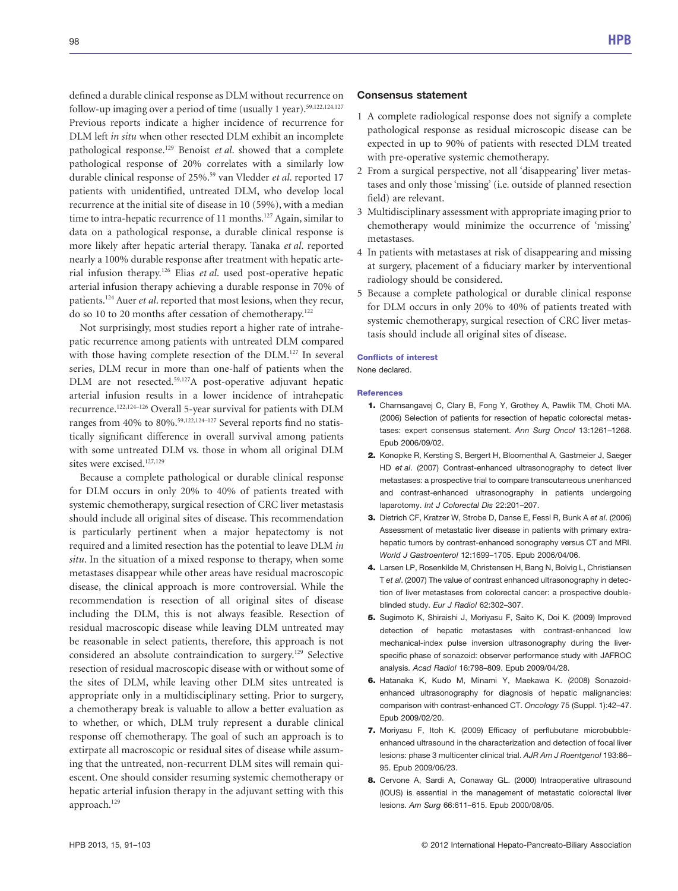defined a durable clinical response as DLM without recurrence on follow-up imaging over a period of time (usually 1 year).[59,122,124,127] Previous reports indicate a higher incidence of recurrence for DLM left *in situ* when other resected DLM exhibit an incomplete pathological response.[129] Benoist *et al.* showed that a complete pathological response of 20% correlates with a similarly low durable clinical response of 25%.[59] van Vledder *et al.* reported 17 patients with unidentified, untreated DLM, who develop local recurrence at the initial site of disease in 10 (59%), with a median time to intra-hepatic recurrence of 11 months.[127] Again, similar to data on a pathological response, a durable clinical response is more likely after hepatic arterial therapy. Tanaka *et al.* reported nearly a 100% durable response after treatment with hepatic arterial infusion therapy.[126] Elias *et al.* used post-operative hepatic arterial infusion therapy achieving a durable response in 70% of patients.[124] Auer *et al.* reported that most lesions, when they recur, do so 10 to 20 months after cessation of chemotherapy.[122]

Not surprisingly, most studies report a higher rate of intrahepatic recurrence among patients with untreated DLM compared with those having complete resection of the DLM.[127] In several series, DLM recur in more than one-half of patients when the DLM are not resected.[59,127] A post-operative adjuvant hepatic arterial infusion results in a lower incidence of intrahepatic recurrence.[122,124–126] Overall 5-year survival for patients with DLM ranges from 40% to 80%.[59,122,124–127] Several reports find no statistically significant difference in overall survival among patients with some untreated DLM vs. those in whom all original DLM sites were excised.[127,129]

Because a complete pathological or durable clinical response for DLM occurs in only 20% to 40% of patients treated with systemic chemotherapy, surgical resection of CRC liver metastasis should include all original sites of disease. This recommendation is particularly pertinent when a major hepatectomy is not required and a limited resection has the potential to leave DLM *in situ*. In the situation of a mixed response to therapy, when some metastases disappear while other areas have residual macroscopic disease, the clinical approach is more controversial. While the recommendation is resection of all original sites of disease including the DLM, this is not always feasible. Resection of residual macroscopic disease while leaving DLM untreated may be reasonable in select patients, therefore, this approach is not considered an absolute contraindication to surgery.[129] Selective resection of residual macroscopic disease with or without some of the sites of DLM, while leaving other DLM sites untreated is appropriate only in a multidisciplinary setting. Prior to surgery, a chemotherapy break is valuable to allow a better evaluation as to whether, or which, DLM truly represent a durable clinical response off chemotherapy. The goal of such an approach is to extirpate all macroscopic or residual sites of disease while assuming that the untreated, non-recurrent DLM sites will remain quiescent. One should consider resuming systemic chemotherapy or hepatic arterial infusion therapy in the adjuvant setting with this approach.[129]

### Consensus statement

1. A complete radiological response does not signify a complete pathological response as residual microscopic disease can be expected in up to 90% of patients with resected DLM treated with pre-operative systemic chemotherapy.
2. From a surgical perspective, not all 'disappearing' liver metastases and only those 'missing' (i.e. outside of planned resection field) are relevant.
3. Multidisciplinary assessment with appropriate imaging prior to chemotherapy would minimize the occurrence of 'missing' metastases.
4. In patients with metastases at risk of disappearing and missing at surgery, placement of a fiduciary marker by interventional radiology should be considered.
5. Because a complete pathological or durable clinical response for DLM occurs in only 20% to 40% of patients treated with systemic chemotherapy, surgical resection of CRC liver metastasis should include all original sites of disease.

#### Conflicts of interest

None declared.

#### References

1. Charnsangavej C, Clary B, Fong Y, Grothey A, Pawlik TM, Choti MA. (2006) Selection of patients for resection of hepatic colorectal metastases: expert consensus statement. *Ann Surg Oncol* 13:1261–1268. Epub 2006/09/02.
2. Konopke R, Kersting S, Bergert H, Bloomenthal A, Gastmeier J, Saeger HD *et al*. (2007) Contrast-enhanced ultrasonography to detect liver metastases: a prospective trial to compare transcutaneous unenhanced and contrast-enhanced ultrasonography in patients undergoing laparotomy. *Int J Colorectal Dis* 22:201–207.
3. Dietrich CF, Kratzer W, Strobe D, Danse E, Fessl R, Bunk A *et al*. (2006) Assessment of metastatic liver disease in patients with primary extrahepatic tumors by contrast-enhanced sonography versus CT and MRI. *World J Gastroenterol* 12:1699–1705. Epub 2006/04/06.
4. Larsen LP, Rosenkilde M, Christensen H, Bang N, Bolvig L, Christiansen T *et al*. (2007) The value of contrast enhanced ultrasonography in detection of liver metastases from colorectal cancer: a prospective double-blinded study. *Eur J Radiol* 62:302–307.
5. Sugimoto K, Shiraishi J, Moriyasu F, Saito K, Doi K. (2009) Improved detection of hepatic metastases with contrast-enhanced low mechanical-index pulse inversion ultrasonography during the liver-specific phase of sonazoid: observer performance study with JAFROC analysis. *Acad Radiol* 16:798–809. Epub 2009/04/28.
6. Hatanaka K, Kudo M, Minami Y, Maekawa K. (2008) Sonazoid-enhanced ultrasonography for diagnosis of hepatic malignancies: comparison with contrast-enhanced CT. *Oncology* 75 (Suppl. 1):42–47. Epub 2009/02/20.
7. Moriyasu F, Itoh K. (2009) Efficacy of perflubutane microbubble-enhanced ultrasound in the characterization and detection of focal liver lesions: phase 3 multicenter clinical trial. *AJR Am J Roentgenol* 193:86–95. Epub 2009/06/23.
8. Cervone A, Sardi A, Conaway GL. (2000) Intraoperative ultrasound (IOUS) is essential in the management of metastatic colorectal liver lesions. *Am Surg* 66:611–615. Epub 2000/08/05.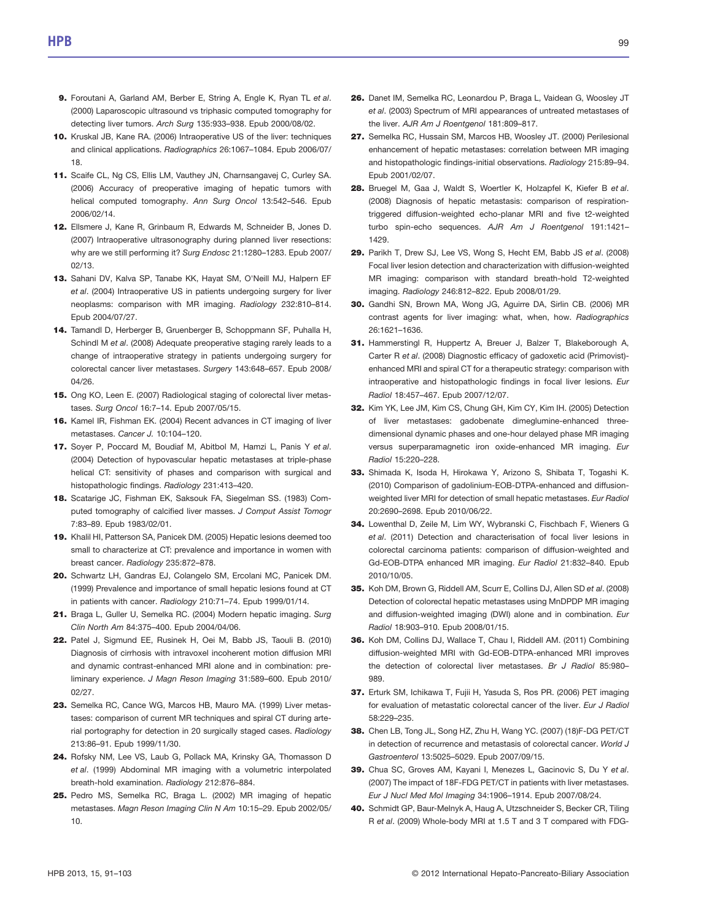9. Foroutani A, Garland AM, Berber E, String A, Engle K, Ryan TL *et al*. (2000) Laparoscopic ultrasound vs triphasic computed tomography for detecting liver tumors. *Arch Surg* 135:933–938. Epub 2000/08/02.
10. Kruskal JB, Kane RA. (2006) Intraoperative US of the liver: techniques and clinical applications. *Radiographics* 26:1067–1084. Epub 2006/07/18.
11. Scaife CL, Ng CS, Ellis LM, Vauthey JN, Charnsangavej C, Curley SA. (2006) Accuracy of preoperative imaging of hepatic tumors with helical computed tomography. *Ann Surg Oncol* 13:542–546. Epub 2006/02/14.
12. Ellsmere J, Kane R, Grinbaum R, Edwards M, Schneider B, Jones D. (2007) Intraoperative ultrasonography during planned liver resections: why are we still performing it? *Surg Endosc* 21:1280–1283. Epub 2007/02/13.
13. Sahani DV, Kalva SP, Tanabe KK, Hayat SM, O'Neill MJ, Halpern EF *et al*. (2004) Intraoperative US in patients undergoing surgery for liver neoplasms: comparison with MR imaging. *Radiology* 232:810–814. Epub 2004/07/27.
14. Tamandl D, Herberger B, Gruenberger B, Schoppmann SF, Puhalla H, Schindl M *et al*. (2008) Adequate preoperative staging rarely leads to a change of intraoperative strategy in patients undergoing surgery for colorectal cancer liver metastases. *Surgery* 143:648–657. Epub 2008/04/26.
15. Ong KO, Leen E. (2007) Radiological staging of colorectal liver metastases. *Surg Oncol* 16:7–14. Epub 2007/05/15.
16. Kamel IR, Fishman EK. (2004) Recent advances in CT imaging of liver metastases. *Cancer J.* 10:104–120.
17. Soyer P, Poccard M, Boudiaf M, Abitbol M, Hamzi L, Panis Y *et al*. (2004) Detection of hypovascular hepatic metastases at triple-phase helical CT: sensitivity of phases and comparison with surgical and histopathologic findings. *Radiology* 231:413–420.
18. Scatarige JC, Fishman EK, Saksouk FA, Siegelman SS. (1983) Computed tomography of calcified liver masses. *J Comput Assist Tomogr* 7:83–89. Epub 1983/02/01.
19. Khalil HI, Patterson SA, Panicek DM. (2005) Hepatic lesions deemed too small to characterize at CT: prevalence and importance in women with breast cancer. *Radiology* 235:872–878.
20. Schwartz LH, Gandras EJ, Colangelo SM, Ercolani MC, Panicek DM. (1999) Prevalence and importance of small hepatic lesions found at CT in patients with cancer. *Radiology* 210:71–74. Epub 1999/01/14.
21. Braga L, Guller U, Semelka RC. (2004) Modern hepatic imaging. *Surg Clin North Am* 84:375–400. Epub 2004/04/06.
22. Patel J, Sigmund EE, Rusinek H, Oei M, Babb JS, Taouli B. (2010) Diagnosis of cirrhosis with intravoxel incoherent motion diffusion MRI and dynamic contrast-enhanced MRI alone and in combination: preliminary experience. *J Magn Reson Imaging* 31:589–600. Epub 2010/02/27.
23. Semelka RC, Cance WG, Marcos HB, Mauro MA. (1999) Liver metastases: comparison of current MR techniques and spiral CT during arterial portography for detection in 20 surgically staged cases. *Radiology* 213:86–91. Epub 1999/11/30.
24. Rofsky NM, Lee VS, Laub G, Pollack MA, Krinsky GA, Thomasson D *et al*. (1999) Abdominal MR imaging with a volumetric interpolated breath-hold examination. *Radiology* 212:876–884.
25. Pedro MS, Semelka RC, Braga L. (2002) MR imaging of hepatic metastases. *Magn Reson Imaging Clin N Am* 10:15–29. Epub 2002/05/10.
26. Danet IM, Semelka RC, Leonardou P, Braga L, Vaidean G, Woosley JT *et al*. (2003) Spectrum of MRI appearances of untreated metastases of the liver. *AJR Am J Roentgenol* 181:809–817.
27. Semelka RC, Hussain SM, Marcos HB, Woosley JT. (2000) Perilesional enhancement of hepatic metastases: correlation between MR imaging and histopathologic findings-initial observations. *Radiology* 215:89–94. Epub 2001/02/07.
28. Bruegel M, Gaa J, Waldt S, Woertler K, Holzapfel K, Kiefer B *et al*. (2008) Diagnosis of hepatic metastasis: comparison of respiration-triggered diffusion-weighted echo-planar MRI and five t2-weighted turbo spin-echo sequences. *AJR Am J Roentgenol* 191:1421–1429.
29. Parikh T, Drew SJ, Lee VS, Wong S, Hecht EM, Babb JS *et al*. (2008) Focal liver lesion detection and characterization with diffusion-weighted MR imaging: comparison with standard breath-hold T2-weighted imaging. *Radiology* 246:812–822. Epub 2008/01/29.
30. Gandhi SN, Brown MA, Wong JG, Aguirre DA, Sirlin CB. (2006) MR contrast agents for liver imaging: what, when, how. *Radiographics* 26:1621–1636.
31. Hammerstingl R, Huppertz A, Breuer J, Balzer T, Blakeborough A, Carter R *et al*. (2008) Diagnostic efficacy of gadoxetic acid (Primovist)-enhanced MRI and spiral CT for a therapeutic strategy: comparison with intraoperative and histopathologic findings in focal liver lesions. *Eur Radiol* 18:457–467. Epub 2007/12/07.
32. Kim YK, Lee JM, Kim CS, Chung GH, Kim CY, Kim IH. (2005) Detection of liver metastases: gadobenate dimeglumine-enhanced three-dimensional dynamic phases and one-hour delayed phase MR imaging versus superparamagnetic iron oxide-enhanced MR imaging. *Eur Radiol* 15:220–228.
33. Shimada K, Isoda H, Hirokawa Y, Arizono S, Shibata T, Togashi K. (2010) Comparison of gadolinium-EOB-DTPA-enhanced and diffusion-weighted liver MRI for detection of small hepatic metastases. *Eur Radiol* 20:2690–2698. Epub 2010/06/22.
34. Lowenthal D, Zeile M, Lim WY, Wybranski C, Fischbach F, Wieners G *et al*. (2011) Detection and characterisation of focal liver lesions in colorectal carcinoma patients: comparison of diffusion-weighted and Gd-EOB-DTPA enhanced MR imaging. *Eur Radiol* 21:832–840. Epub 2010/10/05.
35. Koh DM, Brown G, Riddell AM, Scurr E, Collins DJ, Allen SD *et al*. (2008) Detection of colorectal hepatic metastases using MnDPDP MR imaging and diffusion-weighted imaging (DWI) alone and in combination. *Eur Radiol* 18:903–910. Epub 2008/01/15.
36. Koh DM, Collins DJ, Wallace T, Chau I, Riddell AM. (2011) Combining diffusion-weighted MRI with Gd-EOB-DTPA-enhanced MRI improves the detection of colorectal liver metastases. *Br J Radiol* 85:980–989.
37. Erturk SM, Ichikawa T, Fujii H, Yasuda S, Ros PR. (2006) PET imaging for evaluation of metastatic colorectal cancer of the liver. *Eur J Radiol* 58:229–235.
38. Chen LB, Tong JL, Song HZ, Zhu H, Wang YC. (2007) (18)F-DG PET/CT in detection of recurrence and metastasis of colorectal cancer. *World J Gastroenterol* 13:5025–5029. Epub 2007/09/15.
39. Chua SC, Groves AM, Kayani I, Menezes L, Gacinovic S, Du Y *et al*. (2007) The impact of 18F-FDG PET/CT in patients with liver metastases. *Eur J Nucl Med Mol Imaging* 34:1906–1914. Epub 2007/08/24.
40. Schmidt GP, Baur-Melnyk A, Haug A, Utzschneider S, Becker CR, Tiling R *et al*. (2009) Whole-body MRI at 1.5 T and 3 T compared with FDG-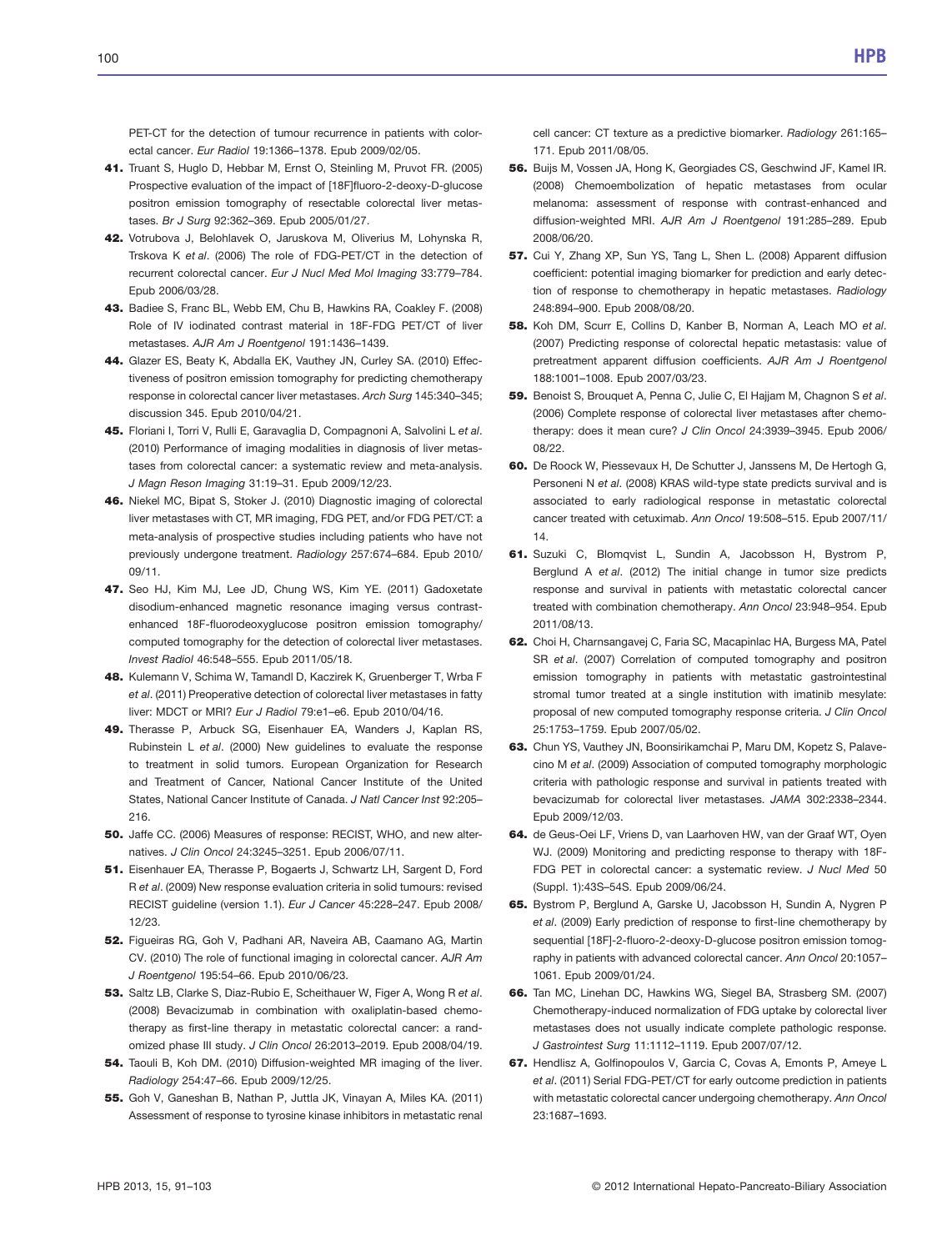PET-CT for the detection of tumour recurrence in patients with colorectal cancer. *Eur Radiol* 19:1366–1378. Epub 2009/02/05.

41. Truant S, Huglo D, Hebbar M, Ernst O, Steinling M, Pruvot FR. (2005) Prospective evaluation of the impact of [18F]fluoro-2-deoxy-D-glucose positron emission tomography of resectable colorectal liver metastases. *Br J Surg* 92:362–369. Epub 2005/01/27.
42. Votrubova J, Belohlavek O, Jaruskova M, Oliverius M, Lohynska R, Trskova K *et al*. (2006) The role of FDG-PET/CT in the detection of recurrent colorectal cancer. *Eur J Nucl Med Mol Imaging* 33:779–784. Epub 2006/03/28.
43. Badiee S, Franc BL, Webb EM, Chu B, Hawkins RA, Coakley F. (2008) Role of IV iodinated contrast material in 18F-FDG PET/CT of liver metastases. *AJR Am J Roentgenol* 191:1436–1439.
44. Glazer ES, Beaty K, Abdalla EK, Vauthey JN, Curley SA. (2010) Effectiveness of positron emission tomography for predicting chemotherapy response in colorectal cancer liver metastases. *Arch Surg* 145:340–345; discussion 345. Epub 2010/04/21.
45. Floriani I, Torri V, Rulli E, Garavaglia D, Compagnoni A, Salvolini L *et al*. (2010) Performance of imaging modalities in diagnosis of liver metastases from colorectal cancer: a systematic review and meta-analysis. *J Magn Reson Imaging* 31:19–31. Epub 2009/12/23.
46. Niekel MC, Bipat S, Stoker J. (2010) Diagnostic imaging of colorectal liver metastases with CT, MR imaging, FDG PET, and/or FDG PET/CT: a meta-analysis of prospective studies including patients who have not previously undergone treatment. *Radiology* 257:674–684. Epub 2010/09/11.
47. Seo HJ, Kim MJ, Lee JD, Chung WS, Kim YE. (2011) Gadoxetate disodium-enhanced magnetic resonance imaging versus contrast-enhanced 18F-fluorodeoxyglucose positron emission tomography/computed tomography for the detection of colorectal liver metastases. *Invest Radiol* 46:548–555. Epub 2011/05/18.
48. Kulemann V, Schima W, Tamandl D, Kaczirek K, Gruenberger T, Wrba F *et al*. (2011) Preoperative detection of colorectal liver metastases in fatty liver: MDCT or MRI? *Eur J Radiol* 79:e1–e6. Epub 2010/04/16.
49. Therasse P, Arbuck SG, Eisenhauer EA, Wanders J, Kaplan RS, Rubinstein L *et al*. (2000) New guidelines to evaluate the response to treatment in solid tumors. European Organization for Research and Treatment of Cancer, National Cancer Institute of the United States, National Cancer Institute of Canada. *J Natl Cancer Inst* 92:205–216.
50. Jaffe CC. (2006) Measures of response: RECIST, WHO, and new alternatives. *J Clin Oncol* 24:3245–3251. Epub 2006/07/11.
51. Eisenhauer EA, Therasse P, Bogaerts J, Schwartz LH, Sargent D, Ford R *et al*. (2009) New response evaluation criteria in solid tumours: revised RECIST guideline (version 1.1). *Eur J Cancer* 45:228–247. Epub 2008/12/23.
52. Figueiras RG, Goh V, Padhani AR, Naveira AB, Caamano AG, Martin CV. (2010) The role of functional imaging in colorectal cancer. *AJR Am J Roentgenol* 195:54–66. Epub 2010/06/23.
53. Saltz LB, Clarke S, Diaz-Rubio E, Scheithauer W, Figer A, Wong R *et al*. (2008) Bevacizumab in combination with oxaliplatin-based chemotherapy as first-line therapy in metastatic colorectal cancer: a randomized phase III study. *J Clin Oncol* 26:2013–2019. Epub 2008/04/19.
54. Taouli B, Koh DM. (2010) Diffusion-weighted MR imaging of the liver. *Radiology* 254:47–66. Epub 2009/12/25.
55. Goh V, Ganeshan B, Nathan P, Juttla JK, Vinayan A, Miles KA. (2011) Assessment of response to tyrosine kinase inhibitors in metastatic renal cell cancer: CT texture as a predictive biomarker. *Radiology* 261:165–171. Epub 2011/08/05.
56. Buijs M, Vossen JA, Hong K, Georgiades CS, Geschwind JF, Kamel IR. (2008) Chemoembolization of hepatic metastases from ocular melanoma: assessment of response with contrast-enhanced and diffusion-weighted MRI. *AJR Am J Roentgenol* 191:285–289. Epub 2008/06/20.
57. Cui Y, Zhang XP, Sun YS, Tang L, Shen L. (2008) Apparent diffusion coefficient: potential imaging biomarker for prediction and early detection of response to chemotherapy in hepatic metastases. *Radiology* 248:894–900. Epub 2008/08/20.
58. Koh DM, Scurr E, Collins D, Kanber B, Norman A, Leach MO *et al*. (2007) Predicting response of colorectal hepatic metastasis: value of pretreatment apparent diffusion coefficients. *AJR Am J Roentgenol* 188:1001–1008. Epub 2007/03/23.
59. Benoist S, Brouquet A, Penna C, Julie C, El Hajjam M, Chagnon S *et al*. (2006) Complete response of colorectal liver metastases after chemotherapy: does it mean cure? *J Clin Oncol* 24:3939–3945. Epub 2006/08/22.
60. De Roock W, Piessevaux H, De Schutter J, Janssens M, De Hertogh G, Personeni N *et al*. (2008) KRAS wild-type state predicts survival and is associated to early radiological response in metastatic colorectal cancer treated with cetuximab. *Ann Oncol* 19:508–515. Epub 2007/11/14.
61. Suzuki C, Blomqvist L, Sundin A, Jacobsson H, Bystrom P, Berglund A *et al*. (2012) The initial change in tumor size predicts response and survival in patients with metastatic colorectal cancer treated with combination chemotherapy. *Ann Oncol* 23:948–954. Epub 2011/08/13.
62. Choi H, Charnsangavej C, Faria SC, Macapinlac HA, Burgess MA, Patel SR *et al*. (2007) Correlation of computed tomography and positron emission tomography in patients with metastatic gastrointestinal stromal tumor treated at a single institution with imatinib mesylate: proposal of new computed tomography response criteria. *J Clin Oncol* 25:1753–1759. Epub 2007/05/02.
63. Chun YS, Vauthey JN, Boonsirikamchai P, Maru DM, Kopetz S, Palavecino M *et al*. (2009) Association of computed tomography morphologic criteria with pathologic response and survival in patients treated with bevacizumab for colorectal liver metastases. *JAMA* 302:2338–2344. Epub 2009/12/03.
64. de Geus-Oei LF, Vriens D, van Laarhoven HW, van der Graaf WT, Oyen WJ. (2009) Monitoring and predicting response to therapy with 18F-FDG PET in colorectal cancer: a systematic review. *J Nucl Med* 50 (Suppl. 1):43S–54S. Epub 2009/06/24.
65. Bystrom P, Berglund A, Garske U, Jacobsson H, Sundin A, Nygren P *et al*. (2009) Early prediction of response to first-line chemotherapy by sequential [18F]-2-fluoro-2-deoxy-D-glucose positron emission tomography in patients with advanced colorectal cancer. *Ann Oncol* 20:1057–1061. Epub 2009/01/24.
66. Tan MC, Linehan DC, Hawkins WG, Siegel BA, Strasberg SM. (2007) Chemotherapy-induced normalization of FDG uptake by colorectal liver metastases does not usually indicate complete pathologic response. *J Gastrointest Surg* 11:1112–1119. Epub 2007/07/12.
67. Hendlisz A, Golfinopoulos V, Garcia C, Covas A, Emonts P, Ameye L *et al*. (2011) Serial FDG-PET/CT for early outcome prediction in patients with metastatic colorectal cancer undergoing chemotherapy. *Ann Oncol* 23:1687–1693.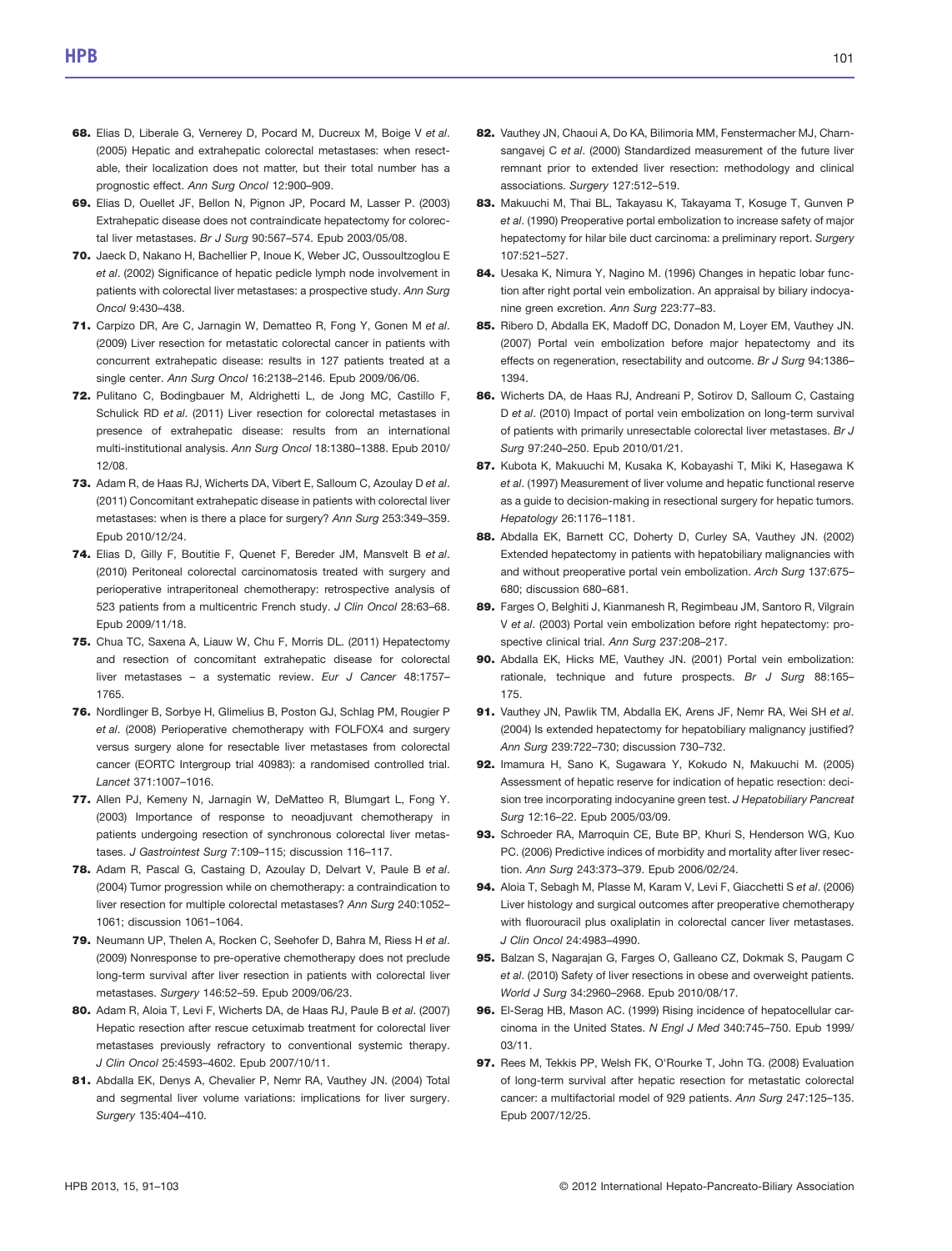68. Elias D, Liberale G, Vernerey D, Pocard M, Ducreux M, Boige V *et al*. (2005) Hepatic and extrahepatic colorectal metastases: when resectable, their localization does not matter, but their total number has a prognostic effect. *Ann Surg Oncol* 12:900–909.

69. Elias D, Ouellet JF, Bellon N, Pignon JP, Pocard M, Lasser P. (2003) Extrahepatic disease does not contraindicate hepatectomy for colorectal liver metastases. *Br J Surg* 90:567–574. Epub 2003/05/08.

70. Jaeck D, Nakano H, Bachellier P, Inoue K, Weber JC, Oussoultzoglou E *et al*. (2002) Significance of hepatic pedicle lymph node involvement in patients with colorectal liver metastases: a prospective study. *Ann Surg Oncol* 9:430–438.

71. Carpizo DR, Are C, Jarnagin W, Dematteo R, Fong Y, Gonen M *et al*. (2009) Liver resection for metastatic colorectal cancer in patients with concurrent extrahepatic disease: results in 127 patients treated at a single center. *Ann Surg Oncol* 16:2138–2146. Epub 2009/06/06.

72. Pulitano C, Bodingbauer M, Aldrighetti L, de Jong MC, Castillo F, Schulick RD *et al*. (2011) Liver resection for colorectal metastases in presence of extrahepatic disease: results from an international multi-institutional analysis. *Ann Surg Oncol* 18:1380–1388. Epub 2010/12/08.

73. Adam R, de Haas RJ, Wicherts DA, Vibert E, Salloum C, Azoulay D *et al*. (2011) Concomitant extrahepatic disease in patients with colorectal liver metastases: when is there a place for surgery? *Ann Surg* 253:349–359. Epub 2010/12/24.

74. Elias D, Gilly F, Boutitie F, Quenet F, Bereder JM, Mansvelt B *et al*. (2010) Peritoneal colorectal carcinomatosis treated with surgery and perioperative intraperitoneal chemotherapy: retrospective analysis of 523 patients from a multicentric French study. *J Clin Oncol* 28:63–68. Epub 2009/11/18.

75. Chua TC, Saxena A, Liauw W, Chu F, Morris DL. (2011) Hepatectomy and resection of concomitant extrahepatic disease for colorectal liver metastases – a systematic review. *Eur J Cancer* 48:1757–1765.

76. Nordlinger B, Sorbye H, Glimelius B, Poston GJ, Schlag PM, Rougier P *et al*. (2008) Perioperative chemotherapy with FOLFOX4 and surgery versus surgery alone for resectable liver metastases from colorectal cancer (EORTC Intergroup trial 40983): a randomised controlled trial. *Lancet* 371:1007–1016.

77. Allen PJ, Kemeny N, Jarnagin W, DeMatteo R, Blumgart L, Fong Y. (2003) Importance of response to neoadjuvant chemotherapy in patients undergoing resection of synchronous colorectal liver metastases. *J Gastrointest Surg* 7:109–115; discussion 116–117.

78. Adam R, Pascal G, Castaing D, Azoulay D, Delvart V, Paule B *et al*. (2004) Tumor progression while on chemotherapy: a contraindication to liver resection for multiple colorectal metastases? *Ann Surg* 240:1052–1061; discussion 1061–1064.

79. Neumann UP, Thelen A, Rocken C, Seehofer D, Bahra M, Riess H *et al*. (2009) Nonresponse to pre-operative chemotherapy does not preclude long-term survival after liver resection in patients with colorectal liver metastases. *Surgery* 146:52–59. Epub 2009/06/23.

80. Adam R, Aloia T, Levi F, Wicherts DA, de Haas RJ, Paule B *et al*. (2007) Hepatic resection after rescue cetuximab treatment for colorectal liver metastases previously refractory to conventional systemic therapy. *J Clin Oncol* 25:4593–4602. Epub 2007/10/11.

81. Abdalla EK, Denys A, Chevalier P, Nemr RA, Vauthey JN. (2004) Total and segmental liver volume variations: implications for liver surgery. *Surgery* 135:404–410.

82. Vauthey JN, Chaoui A, Do KA, Bilimoria MM, Fenstermacher MJ, Charnsangavej C *et al*. (2000) Standardized measurement of the future liver remnant prior to extended liver resection: methodology and clinical associations. *Surgery* 127:512–519.

83. Makuuchi M, Thai BL, Takayasu K, Takayama T, Kosuge T, Gunven P *et al*. (1990) Preoperative portal embolization to increase safety of major hepatectomy for hilar bile duct carcinoma: a preliminary report. *Surgery* 107:521–527.

84. Uesaka K, Nimura Y, Nagino M. (1996) Changes in hepatic lobar function after right portal vein embolization. An appraisal by biliary indocyanine green excretion. *Ann Surg* 223:77–83.

85. Ribero D, Abdalla EK, Madoff DC, Donadon M, Loyer EM, Vauthey JN. (2007) Portal vein embolization before major hepatectomy and its effects on regeneration, resectability and outcome. *Br J Surg* 94:1386–1394.

86. Wicherts DA, de Haas RJ, Andreani P, Sotirov D, Salloum C, Castaing D *et al*. (2010) Impact of portal vein embolization on long-term survival of patients with primarily unresectable colorectal liver metastases. *Br J Surg* 97:240–250. Epub 2010/01/21.

87. Kubota K, Makuuchi M, Kusaka K, Kobayashi T, Miki K, Hasegawa K *et al*. (1997) Measurement of liver volume and hepatic functional reserve as a guide to decision-making in resectional surgery for hepatic tumors. *Hepatology* 26:1176–1181.

88. Abdalla EK, Barnett CC, Doherty D, Curley SA, Vauthey JN. (2002) Extended hepatectomy in patients with hepatobiliary malignancies with and without preoperative portal vein embolization. *Arch Surg* 137:675–680; discussion 680–681.

89. Farges O, Belghiti J, Kianmanesh R, Regimbeau JM, Santoro R, Vilgrain V *et al*. (2003) Portal vein embolization before right hepatectomy: prospective clinical trial. *Ann Surg* 237:208–217.

90. Abdalla EK, Hicks ME, Vauthey JN. (2001) Portal vein embolization: rationale, technique and future prospects. *Br J Surg* 88:165–175.

91. Vauthey JN, Pawlik TM, Abdalla EK, Arens JF, Nemr RA, Wei SH *et al*. (2004) Is extended hepatectomy for hepatobiliary malignancy justified? *Ann Surg* 239:722–730; discussion 730–732.

92. Imamura H, Sano K, Sugawara Y, Kokudo N, Makuuchi M. (2005) Assessment of hepatic reserve for indication of hepatic resection: decision tree incorporating indocyanine green test. *J Hepatobiliary Pancreat Surg* 12:16–22. Epub 2005/03/09.

93. Schroeder RA, Marroquin CE, Bute BP, Khuri S, Henderson WG, Kuo PC. (2006) Predictive indices of morbidity and mortality after liver resection. *Ann Surg* 243:373–379. Epub 2006/02/24.

94. Aloia T, Sebagh M, Plasse M, Karam V, Levi F, Giacchetti S *et al*. (2006) Liver histology and surgical outcomes after preoperative chemotherapy with fluorouracil plus oxaliplatin in colorectal cancer liver metastases. *J Clin Oncol* 24:4983–4990.

95. Balzan S, Nagarajan G, Farges O, Galleano CZ, Dokmak S, Paugam C *et al*. (2010) Safety of liver resections in obese and overweight patients. *World J Surg* 34:2960–2968. Epub 2010/08/17.

96. El-Serag HB, Mason AC. (1999) Rising incidence of hepatocellular carcinoma in the United States. *N Engl J Med* 340:745–750. Epub 1999/03/11.

97. Rees M, Tekkis PP, Welsh FK, O'Rourke T, John TG. (2008) Evaluation of long-term survival after hepatic resection for metastatic colorectal cancer: a multifactorial model of 929 patients. *Ann Surg* 247:125–135. Epub 2007/12/25.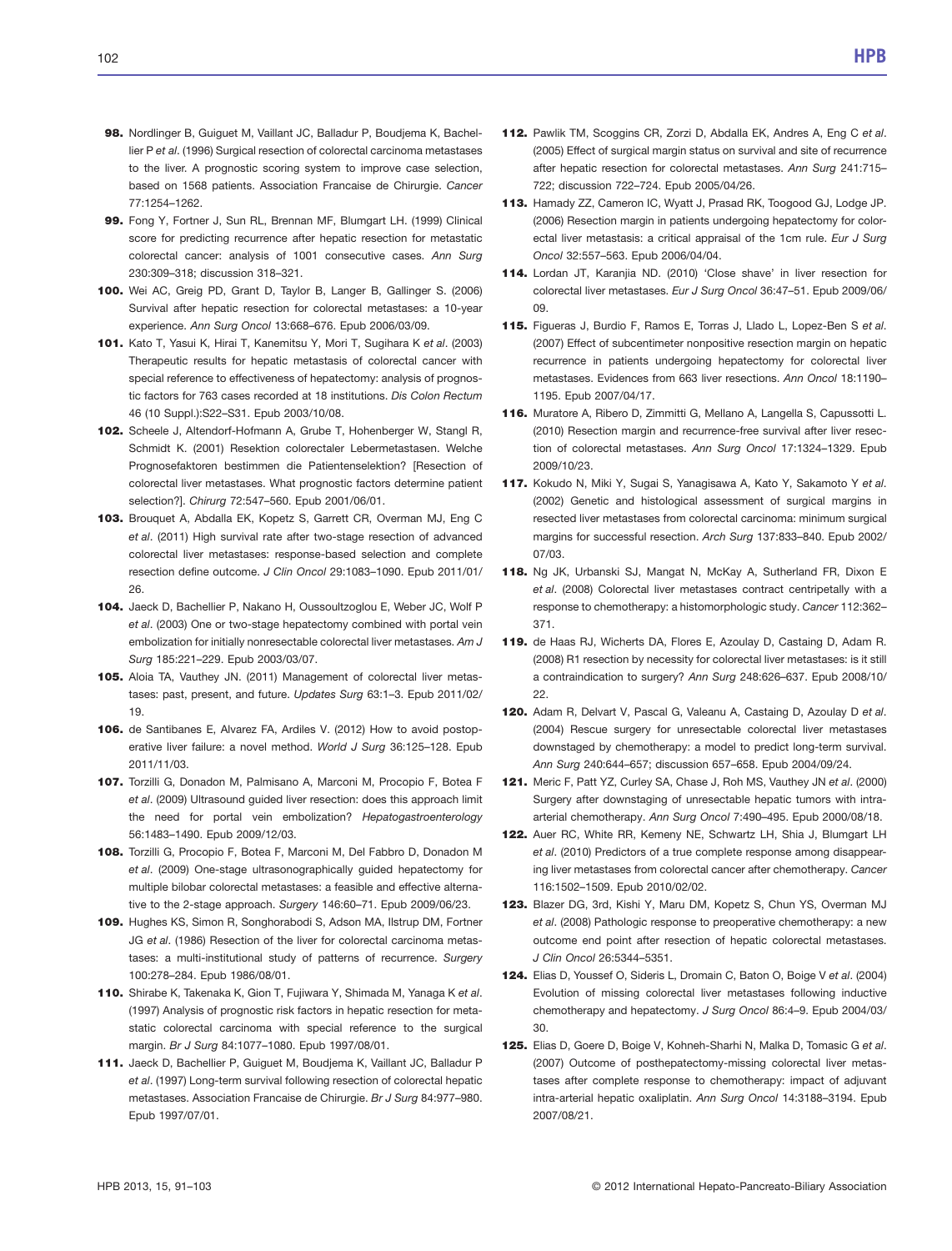98. Nordlinger B, Guiguet M, Vaillant JC, Balladur P, Boudjema K, Bachellier P *et al*. (1996) Surgical resection of colorectal carcinoma metastases to the liver. A prognostic scoring system to improve case selection, based on 1568 patients. Association Francaise de Chirurgie. *Cancer* 77:1254–1262.

99. Fong Y, Fortner J, Sun RL, Brennan MF, Blumgart LH. (1999) Clinical score for predicting recurrence after hepatic resection for metastatic colorectal cancer: analysis of 1001 consecutive cases. *Ann Surg* 230:309–318; discussion 318–321.

100. Wei AC, Greig PD, Grant D, Taylor B, Langer B, Gallinger S. (2006) Survival after hepatic resection for colorectal metastases: a 10-year experience. *Ann Surg Oncol* 13:668–676. Epub 2006/03/09.

101. Kato T, Yasui K, Hirai T, Kanemitsu Y, Mori T, Sugihara K *et al*. (2003) Therapeutic results for hepatic metastasis of colorectal cancer with special reference to effectiveness of hepatectomy: analysis of prognostic factors for 763 cases recorded at 18 institutions. *Dis Colon Rectum* 46 (10 Suppl.):S22–S31. Epub 2003/10/08.

102. Scheele J, Altendorf-Hofmann A, Grube T, Hohenberger W, Stangl R, Schmidt K. (2001) Resektion colorectaler Lebermetastasen. Welche Prognosefaktoren bestimmen die Patientenselektion? [Resection of colorectal liver metastases. What prognostic factors determine patient selection?]. *Chirurg* 72:547–560. Epub 2001/06/01.

103. Brouquet A, Abdalla EK, Kopetz S, Garrett CR, Overman MJ, Eng C *et al*. (2011) High survival rate after two-stage resection of advanced colorectal liver metastases: response-based selection and complete resection define outcome. *J Clin Oncol* 29:1083–1090. Epub 2011/01/26.

104. Jaeck D, Bachellier P, Nakano H, Oussoultzoglou E, Weber JC, Wolf P *et al*. (2003) One or two-stage hepatectomy combined with portal vein embolization for initially nonresectable colorectal liver metastases. *Am J Surg* 185:221–229. Epub 2003/03/07.

105. Aloia TA, Vauthey JN. (2011) Management of colorectal liver metastases: past, present, and future. *Updates Surg* 63:1–3. Epub 2011/02/19.

106. de Santibanes E, Alvarez FA, Ardiles V. (2012) How to avoid postoperative liver failure: a novel method. *World J Surg* 36:125–128. Epub 2011/11/03.

107. Torzilli G, Donadon M, Palmisano A, Marconi M, Procopio F, Botea F *et al*. (2009) Ultrasound guided liver resection: does this approach limit the need for portal vein embolization? *Hepatogastroenterology* 56:1483–1490. Epub 2009/12/03.

108. Torzilli G, Procopio F, Botea F, Marconi M, Del Fabbro D, Donadon M *et al*. (2009) One-stage ultrasonographically guided hepatectomy for multiple bilobar colorectal metastases: a feasible and effective alternative to the 2-stage approach. *Surgery* 146:60–71. Epub 2009/06/23.

109. Hughes KS, Simon R, Songhorabodi S, Adson MA, Ilstrup DM, Fortner JG *et al*. (1986) Resection of the liver for colorectal carcinoma metastases: a multi-institutional study of patterns of recurrence. *Surgery* 100:278–284. Epub 1986/08/01.

110. Shirabe K, Takenaka K, Gion T, Fujiwara Y, Shimada M, Yanaga K *et al*. (1997) Analysis of prognostic risk factors in hepatic resection for metastatic colorectal carcinoma with special reference to the surgical margin. *Br J Surg* 84:1077–1080. Epub 1997/08/01.

111. Jaeck D, Bachellier P, Guiguet M, Boudjema K, Vaillant JC, Balladur P *et al*. (1997) Long-term survival following resection of colorectal hepatic metastases. Association Francaise de Chirurgie. *Br J Surg* 84:977–980. Epub 1997/07/01.

112. Pawlik TM, Scoggins CR, Zorzi D, Abdalla EK, Andres A, Eng C *et al*. (2005) Effect of surgical margin status on survival and site of recurrence after hepatic resection for colorectal metastases. *Ann Surg* 241:715–722; discussion 722–724. Epub 2005/04/26.

113. Hamady ZZ, Cameron IC, Wyatt J, Prasad RK, Toogood GJ, Lodge JP. (2006) Resection margin in patients undergoing hepatectomy for colorectal liver metastasis: a critical appraisal of the 1cm rule. *Eur J Surg Oncol* 32:557–563. Epub 2006/04/04.

114. Lordan JT, Karanjia ND. (2010) 'Close shave' in liver resection for colorectal liver metastases. *Eur J Surg Oncol* 36:47–51. Epub 2009/06/09.

115. Figueras J, Burdio F, Ramos E, Torras J, Llado L, Lopez-Ben S *et al*. (2007) Effect of subcentimeter nonpositive resection margin on hepatic recurrence in patients undergoing hepatectomy for colorectal liver metastases. Evidences from 663 liver resections. *Ann Oncol* 18:1190–1195. Epub 2007/04/17.

116. Muratore A, Ribero D, Zimmitti G, Mellano A, Langella S, Capussotti L. (2010) Resection margin and recurrence-free survival after liver resection of colorectal metastases. *Ann Surg Oncol* 17:1324–1329. Epub 2009/10/23.

117. Kokudo N, Miki Y, Sugai S, Yanagisawa A, Kato Y, Sakamoto Y *et al*. (2002) Genetic and histological assessment of surgical margins in resected liver metastases from colorectal carcinoma: minimum surgical margins for successful resection. *Arch Surg* 137:833–840. Epub 2002/07/03.

118. Ng JK, Urbanski SJ, Mangat N, McKay A, Sutherland FR, Dixon E *et al*. (2008) Colorectal liver metastases contract centripetally with a response to chemotherapy: a histomorphologic study. *Cancer* 112:362–371.

119. de Haas RJ, Wicherts DA, Flores E, Azoulay D, Castaing D, Adam R. (2008) R1 resection by necessity for colorectal liver metastases: is it still a contraindication to surgery? *Ann Surg* 248:626–637. Epub 2008/10/22.

120. Adam R, Delvart V, Pascal G, Valeanu A, Castaing D, Azoulay D *et al*. (2004) Rescue surgery for unresectable colorectal liver metastases downstaged by chemotherapy: a model to predict long-term survival. *Ann Surg* 240:644–657; discussion 657–658. Epub 2004/09/24.

121. Meric F, Patt YZ, Curley SA, Chase J, Roh MS, Vauthey JN *et al*. (2000) Surgery after downstaging of unresectable hepatic tumors with intra-arterial chemotherapy. *Ann Surg Oncol* 7:490–495. Epub 2000/08/18.

122. Auer RC, White RR, Kemeny NE, Schwartz LH, Shia J, Blumgart LH *et al*. (2010) Predictors of a true complete response among disappearing liver metastases from colorectal cancer after chemotherapy. *Cancer* 116:1502–1509. Epub 2010/02/02.

123. Blazer DG, 3rd, Kishi Y, Maru DM, Kopetz S, Chun YS, Overman MJ *et al*. (2008) Pathologic response to preoperative chemotherapy: a new outcome end point after resection of hepatic colorectal metastases. *J Clin Oncol* 26:5344–5351.

124. Elias D, Youssef O, Sideris L, Dromain C, Baton O, Boige V *et al*. (2004) Evolution of missing colorectal liver metastases following inductive chemotherapy and hepatectomy. *J Surg Oncol* 86:4–9. Epub 2004/03/30.

125. Elias D, Goere D, Boige V, Kohneh-Sharhi N, Malka D, Tomasic G *et al*. (2007) Outcome of posthepatectomy-missing colorectal liver metastases after complete response to chemotherapy: impact of adjuvant intra-arterial hepatic oxaliplatin. *Ann Surg Oncol* 14:3188–3194. Epub 2007/08/21.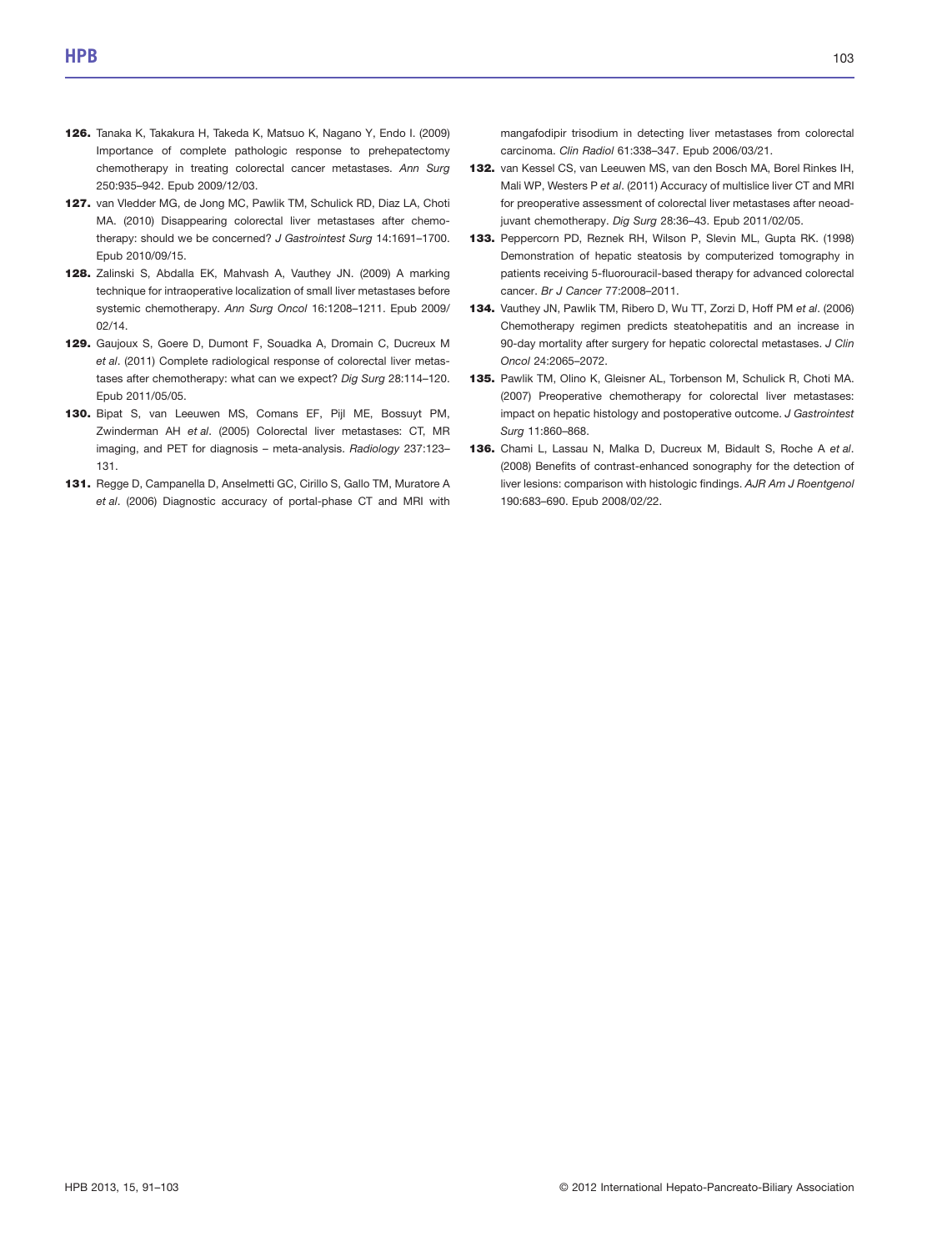126. Tanaka K, Takakura H, Takeda K, Matsuo K, Nagano Y, Endo I. (2009) Importance of complete pathologic response to prehepatectomy chemotherapy in treating colorectal cancer metastases. *Ann Surg* 250:935–942. Epub 2009/12/03.

127. van Vledder MG, de Jong MC, Pawlik TM, Schulick RD, Diaz LA, Choti MA. (2010) Disappearing colorectal liver metastases after chemotherapy: should we be concerned? *J Gastrointest Surg* 14:1691–1700. Epub 2010/09/15.

128. Zalinski S, Abdalla EK, Mahvash A, Vauthey JN. (2009) A marking technique for intraoperative localization of small liver metastases before systemic chemotherapy. *Ann Surg Oncol* 16:1208–1211. Epub 2009/02/14.

129. Gaujoux S, Goere D, Dumont F, Souadka A, Dromain C, Ducreux M *et al*. (2011) Complete radiological response of colorectal liver metastases after chemotherapy: what can we expect? *Dig Surg* 28:114–120. Epub 2011/05/05.

130. Bipat S, van Leeuwen MS, Comans EF, Pijl ME, Bossuyt PM, Zwinderman AH *et al*. (2005) Colorectal liver metastases: CT, MR imaging, and PET for diagnosis – meta-analysis. *Radiology* 237:123–131.

131. Regge D, Campanella D, Anselmetti GC, Cirillo S, Gallo TM, Muratore A *et al*. (2006) Diagnostic accuracy of portal-phase CT and MRI with mangafodipir trisodium in detecting liver metastases from colorectal carcinoma. *Clin Radiol* 61:338–347. Epub 2006/03/21.

132. van Kessel CS, van Leeuwen MS, van den Bosch MA, Borel Rinkes IH, Mali WP, Westers P *et al*. (2011) Accuracy of multislice liver CT and MRI for preoperative assessment of colorectal liver metastases after neoadjuvant chemotherapy. *Dig Surg* 28:36–43. Epub 2011/02/05.

133. Peppercorn PD, Reznek RH, Wilson P, Slevin ML, Gupta RK. (1998) Demonstration of hepatic steatosis by computerized tomography in patients receiving 5-fluorouracil-based therapy for advanced colorectal cancer. *Br J Cancer* 77:2008–2011.

134. Vauthey JN, Pawlik TM, Ribero D, Wu TT, Zorzi D, Hoff PM *et al*. (2006) Chemotherapy regimen predicts steatohepatitis and an increase in 90-day mortality after surgery for hepatic colorectal metastases. *J Clin Oncol* 24:2065–2072.

135. Pawlik TM, Olino K, Gleisner AL, Torbenson M, Schulick R, Choti MA. (2007) Preoperative chemotherapy for colorectal liver metastases: impact on hepatic histology and postoperative outcome. *J Gastrointest Surg* 11:860–868.

136. Chami L, Lassau N, Malka D, Ducreux M, Bidault S, Roche A *et al*. (2008) Benefits of contrast-enhanced sonography for the detection of liver lesions: comparison with histologic findings. *AJR Am J Roentgenol* 190:683–690. Epub 2008/02/22.